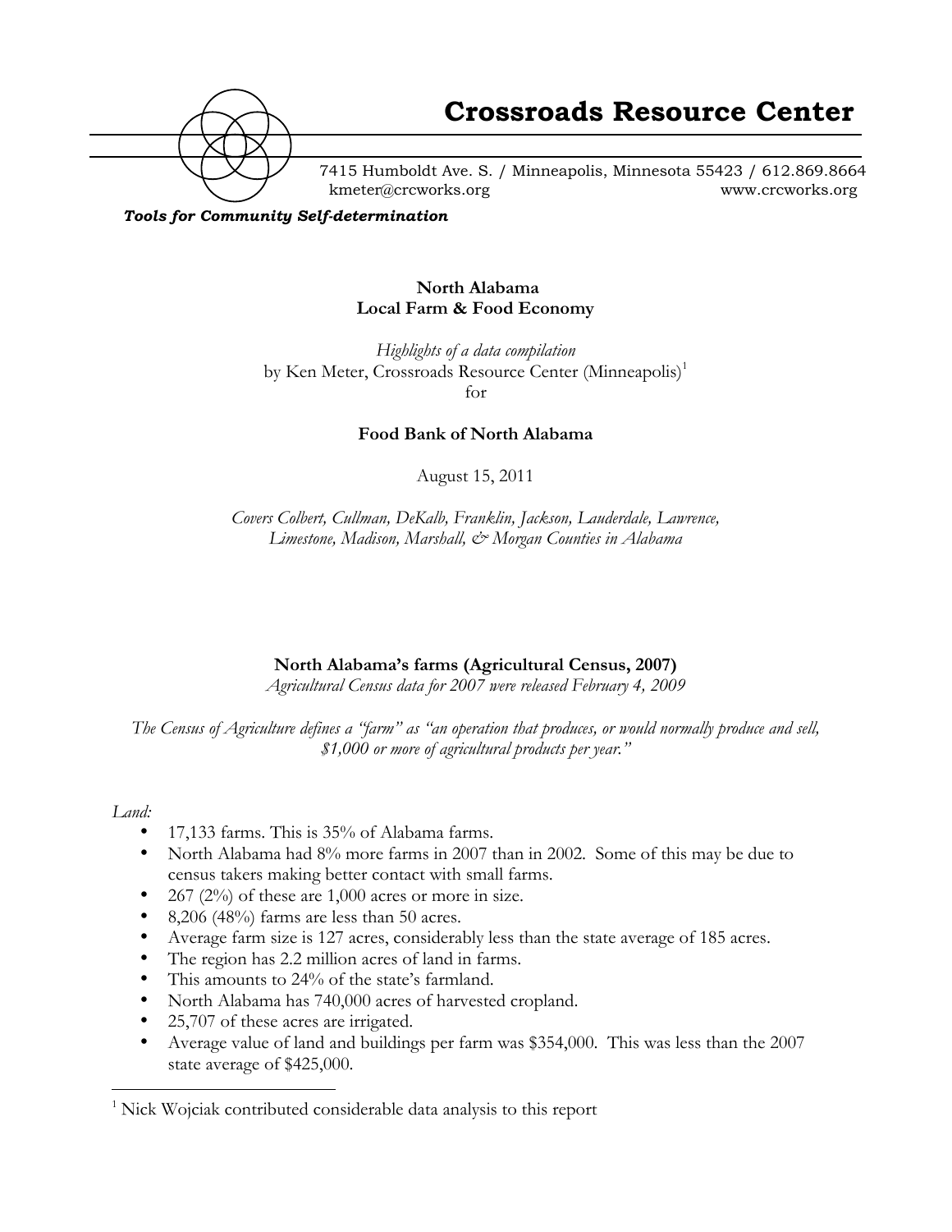# Crossroads Resource Center

7415 Humboldt Ave. S. / Minneapolis, Minnesota 55423 / 612.869.8664
kmeter@crcworks.org www.crcworks.org

***Tools for Community Self-determination***

**North Alabama**
**Local Farm & Food Economy**

*Highlights of a data compilation*
by Ken Meter, Crossroads Resource Center (Minneapolis)[1]
for

**Food Bank of North Alabama**

August 15, 2011

*Covers Colbert, Cullman, DeKalb, Franklin, Jackson, Lauderdale, Lawrence, Limestone, Madison, Marshall, & Morgan Counties in Alabama*

## North Alabama's farms (Agricultural Census, 2007)

*Agricultural Census data for 2007 were released February 4, 2009*

*The Census of Agriculture defines a "farm" as "an operation that produces, or would normally produce and sell, \$1,000 or more of agricultural products per year."*

*Land:*

- 17,133 farms. This is 35% of Alabama farms.
- North Alabama had 8% more farms in 2007 than in 2002. Some of this may be due to census takers making better contact with small farms.
- 267 (2%) of these are 1,000 acres or more in size.
- 8,206 (48%) farms are less than 50 acres.
- Average farm size is 127 acres, considerably less than the state average of 185 acres.
- The region has 2.2 million acres of land in farms.
- This amounts to 24% of the state's farmland.
- North Alabama has 740,000 acres of harvested cropland.
- 25,707 of these acres are irrigated.
- Average value of land and buildings per farm was \$354,000. This was less than the 2007 state average of \$425,000.

[1] Nick Wojciak contributed considerable data analysis to this report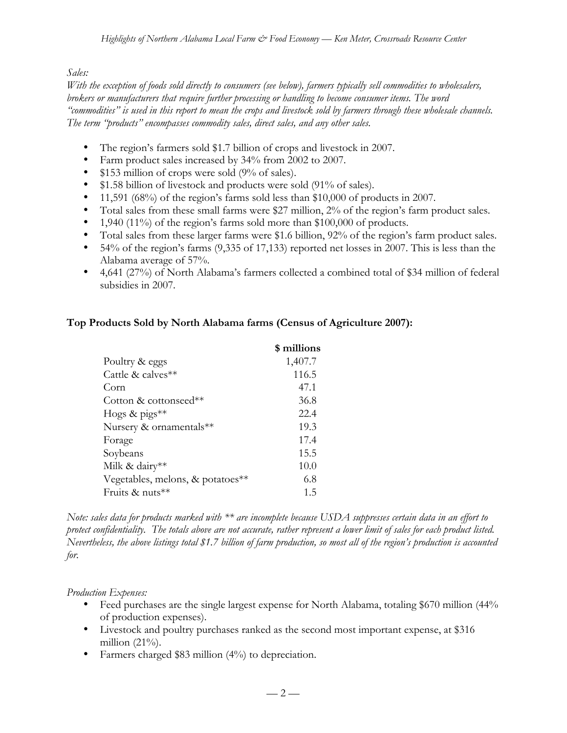*Sales:*
*With the exception of foods sold directly to consumers (see below), farmers typically sell commodities to wholesalers, brokers or manufacturers that require further processing or handling to become consumer items. The word "commodities" is used in this report to mean the crops and livestock sold by farmers through these wholesale channels. The term "products" encompasses commodity sales, direct sales, and any other sales.*

- The region's farmers sold $1.7 billion of crops and livestock in 2007.
- Farm product sales increased by 34% from 2002 to 2007.
- $153 million of crops were sold (9% of sales).
- $1.58 billion of livestock and products were sold (91% of sales).
- 11,591 (68%) of the region's farms sold less than $10,000 of products in 2007.
- Total sales from these small farms were $27 million, 2% of the region's farm product sales.
- 1,940 (11%) of the region's farms sold more than $100,000 of products.
- Total sales from these larger farms were $1.6 billion, 92% of the region's farm product sales.
- 54% of the region's farms (9,335 of 17,133) reported net losses in 2007. This is less than the Alabama average of 57%.
- 4,641 (27%) of North Alabama's farmers collected a combined total of $34 million of federal subsidies in 2007.

**Top Products Sold by North Alabama farms (Census of Agriculture 2007):**

| | **$ millions** |
|---|---|
| Poultry & eggs | 1,407.7 |
| Cattle & calves** | 116.5 |
| Corn | 47.1 |
| Cotton & cottonseed** | 36.8 |
| Hogs & pigs** | 22.4 |
| Nursery & ornamentals** | 19.3 |
| Forage | 17.4 |
| Soybeans | 15.5 |
| Milk & dairy** | 10.0 |
| Vegetables, melons, & potatoes** | 6.8 |
| Fruits & nuts** | 1.5 |

*Note: sales data for products marked with ** are incomplete because USDA suppresses certain data in an effort to protect confidentiality. The totals above are not accurate, rather represent a lower limit of sales for each product listed. Nevertheless, the above listings total $1.7 billion of farm production, so most all of the region's production is accounted for.*

*Production Expenses:*

- Feed purchases are the single largest expense for North Alabama, totaling $670 million (44% of production expenses).
- Livestock and poultry purchases ranked as the second most important expense, at $316 million (21%).
- Farmers charged $83 million (4%) to depreciation.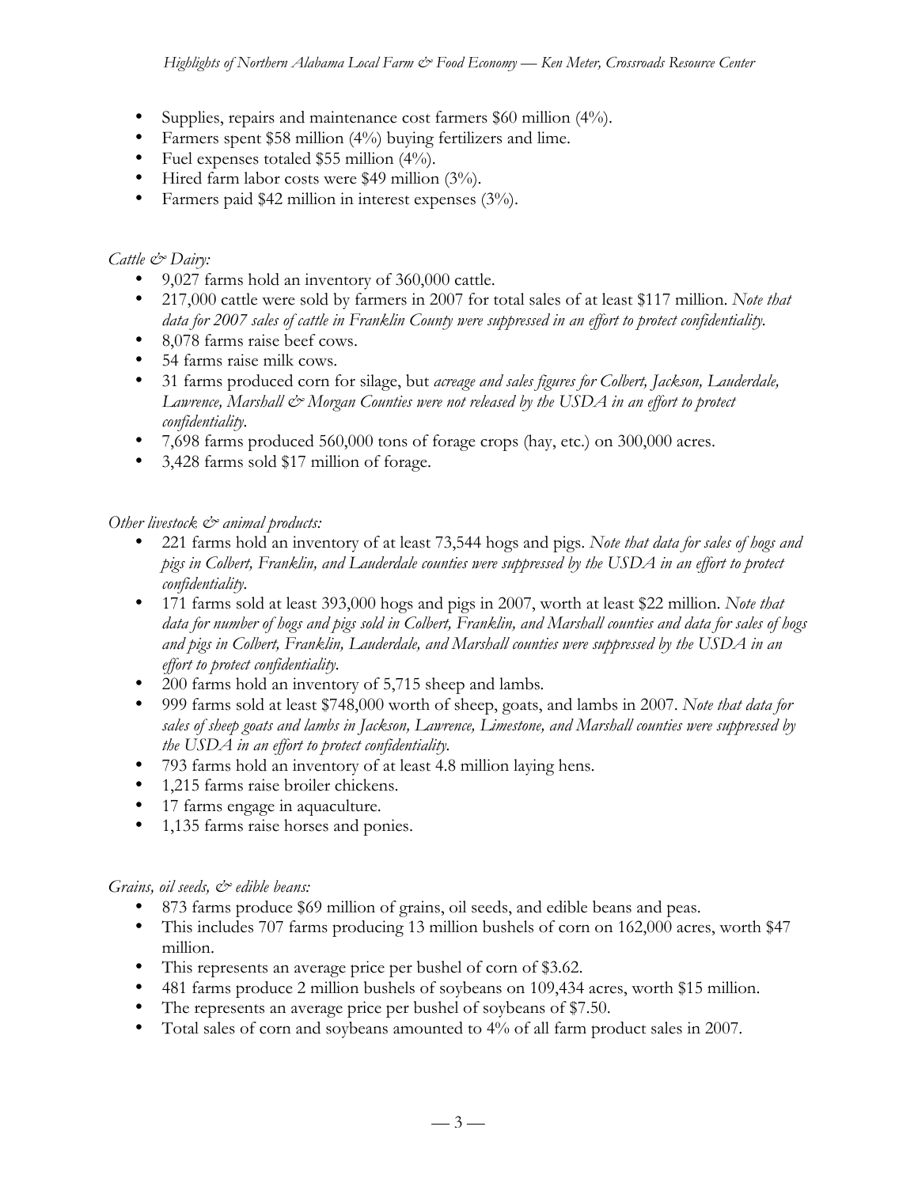- Supplies, repairs and maintenance cost farmers $60 million (4%).
- Farmers spent $58 million (4%) buying fertilizers and lime.
- Fuel expenses totaled $55 million (4%).
- Hired farm labor costs were $49 million (3%).
- Farmers paid $42 million in interest expenses (3%).

*Cattle & Dairy:*

- 9,027 farms hold an inventory of 360,000 cattle.
- 217,000 cattle were sold by farmers in 2007 for total sales of at least $117 million. *Note that data for 2007 sales of cattle in Franklin County were suppressed in an effort to protect confidentiality.*
- 8,078 farms raise beef cows.
- 54 farms raise milk cows.
- 31 farms produced corn for silage, but *acreage and sales figures for Colbert, Jackson, Lauderdale, Lawrence, Marshall & Morgan Counties were not released by the USDA in an effort to protect confidentiality.*
- 7,698 farms produced 560,000 tons of forage crops (hay, etc.) on 300,000 acres.
- 3,428 farms sold $17 million of forage.

*Other livestock & animal products:*

- 221 farms hold an inventory of at least 73,544 hogs and pigs. *Note that data for sales of hogs and pigs in Colbert, Franklin, and Lauderdale counties were suppressed by the USDA in an effort to protect confidentiality.*
- 171 farms sold at least 393,000 hogs and pigs in 2007, worth at least $22 million. *Note that data for number of hogs and pigs sold in Colbert, Franklin, and Marshall counties and data for sales of hogs and pigs in Colbert, Franklin, Lauderdale, and Marshall counties were suppressed by the USDA in an effort to protect confidentiality.*
- 200 farms hold an inventory of 5,715 sheep and lambs.
- 999 farms sold at least $748,000 worth of sheep, goats, and lambs in 2007. *Note that data for sales of sheep goats and lambs in Jackson, Lawrence, Limestone, and Marshall counties were suppressed by the USDA in an effort to protect confidentiality.*
- 793 farms hold an inventory of at least 4.8 million laying hens.
- 1,215 farms raise broiler chickens.
- 17 farms engage in aquaculture.
- 1,135 farms raise horses and ponies.

*Grains, oil seeds, & edible beans:*

- 873 farms produce $69 million of grains, oil seeds, and edible beans and peas.
- This includes 707 farms producing 13 million bushels of corn on 162,000 acres, worth $47 million.
- This represents an average price per bushel of corn of $3.62.
- 481 farms produce 2 million bushels of soybeans on 109,434 acres, worth $15 million.
- The represents an average price per bushel of soybeans of $7.50.
- Total sales of corn and soybeans amounted to 4% of all farm product sales in 2007.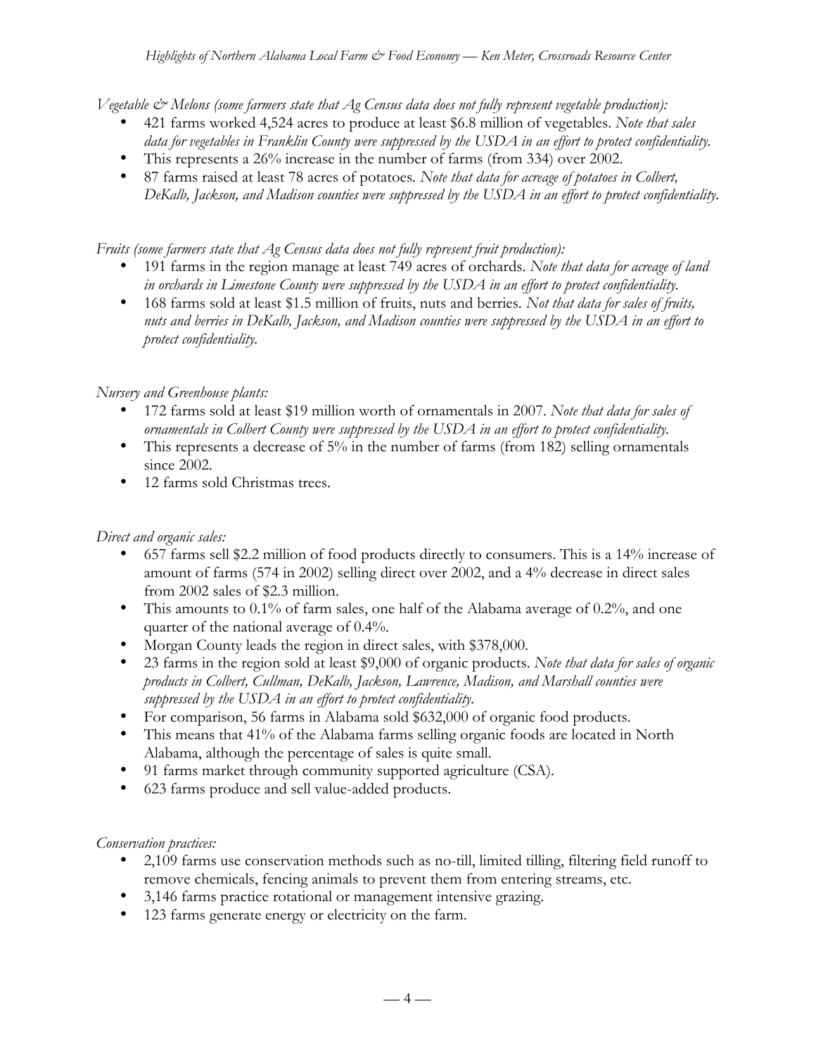*Vegetable & Melons (some farmers state that Ag Census data does not fully represent vegetable production):*

- 421 farms worked 4,524 acres to produce at least $6.8 million of vegetables. *Note that sales data for vegetables in Franklin County were suppressed by the USDA in an effort to protect confidentiality.*
- This represents a 26% increase in the number of farms (from 334) over 2002.
- 87 farms raised at least 78 acres of potatoes. *Note that data for acreage of potatoes in Colbert, DeKalb, Jackson, and Madison counties were suppressed by the USDA in an effort to protect confidentiality.*

*Fruits (some farmers state that Ag Census data does not fully represent fruit production):*

- 191 farms in the region manage at least 749 acres of orchards. *Note that data for acreage of land in orchards in Limestone County were suppressed by the USDA in an effort to protect confidentiality.*
- 168 farms sold at least $1.5 million of fruits, nuts and berries. *Not that data for sales of fruits, nuts and berries in DeKalb, Jackson, and Madison counties were suppressed by the USDA in an effort to protect confidentiality.*

*Nursery and Greenhouse plants:*

- 172 farms sold at least $19 million worth of ornamentals in 2007. *Note that data for sales of ornamentals in Colbert County were suppressed by the USDA in an effort to protect confidentiality.*
- This represents a decrease of 5% in the number of farms (from 182) selling ornamentals since 2002.
- 12 farms sold Christmas trees.

*Direct and organic sales:*

- 657 farms sell $2.2 million of food products directly to consumers. This is a 14% increase of amount of farms (574 in 2002) selling direct over 2002, and a 4% decrease in direct sales from 2002 sales of $2.3 million.
- This amounts to 0.1% of farm sales, one half of the Alabama average of 0.2%, and one quarter of the national average of 0.4%.
- Morgan County leads the region in direct sales, with $378,000.
- 23 farms in the region sold at least $9,000 of organic products. *Note that data for sales of organic products in Colbert, Cullman, DeKalb, Jackson, Lawrence, Madison, and Marshall counties were suppressed by the USDA in an effort to protect confidentiality.*
- For comparison, 56 farms in Alabama sold $632,000 of organic food products.
- This means that 41% of the Alabama farms selling organic foods are located in North Alabama, although the percentage of sales is quite small.
- 91 farms market through community supported agriculture (CSA).
- 623 farms produce and sell value-added products.

*Conservation practices:*

- 2,109 farms use conservation methods such as no-till, limited tilling, filtering field runoff to remove chemicals, fencing animals to prevent them from entering streams, etc.
- 3,146 farms practice rotational or management intensive grazing.
- 123 farms generate energy or electricity on the farm.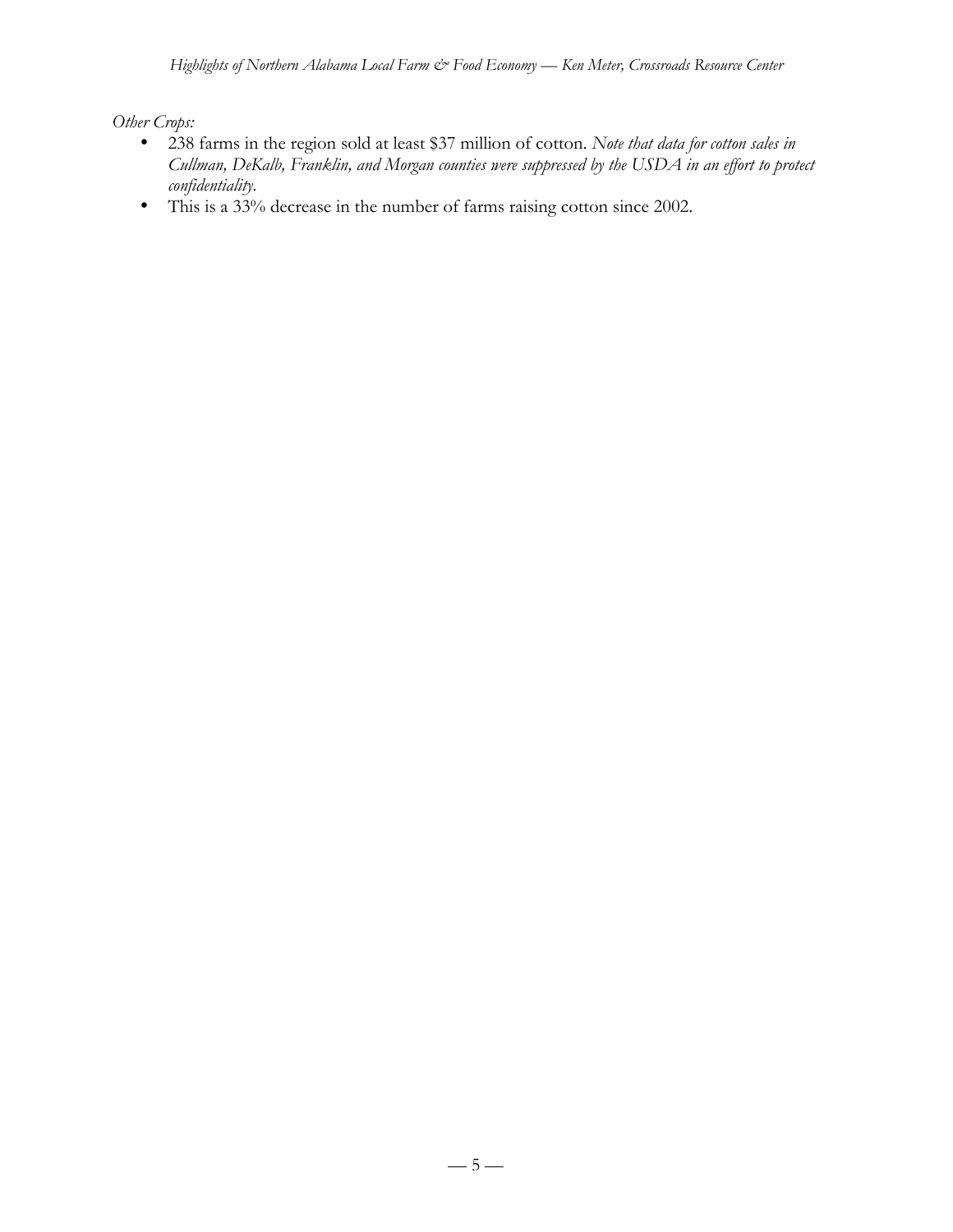*Other Crops:*

- 238 farms in the region sold at least $37 million of cotton. *Note that data for cotton sales in Cullman, DeKalb, Franklin, and Morgan counties were suppressed by the USDA in an effort to protect confidentiality.*
- This is a 33% decrease in the number of farms raising cotton since 2002.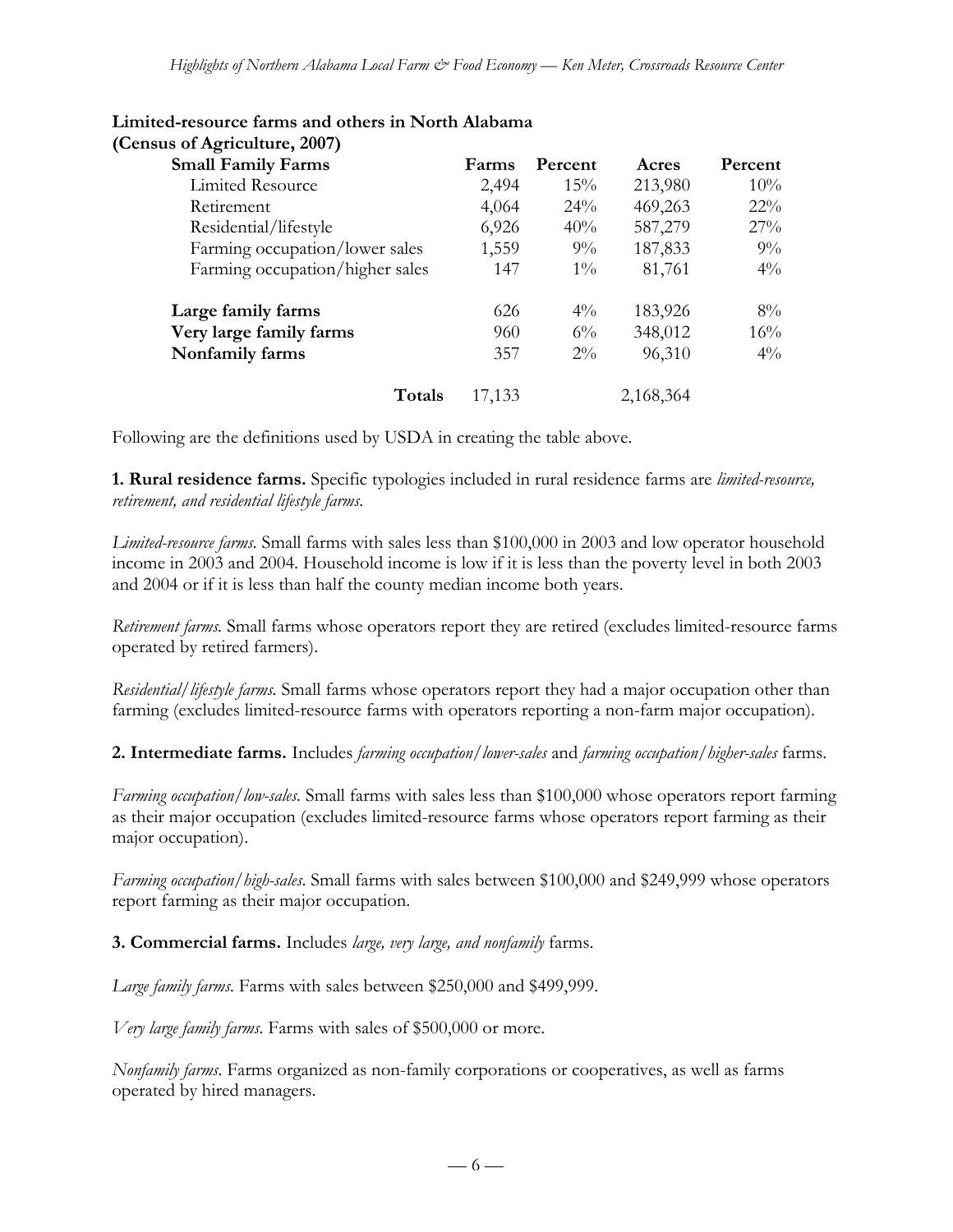**Limited-resource farms and others in North Alabama (Census of Agriculture, 2007)**

| Small Family Farms | Farms | Percent | Acres | Percent |
|---|---|---|---|---|
| Limited Resource | 2,494 | 15% | 213,980 | 10% |
| Retirement | 4,064 | 24% | 469,263 | 22% |
| Residential/lifestyle | 6,926 | 40% | 587,279 | 27% |
| Farming occupation/lower sales | 1,559 | 9% | 187,833 | 9% |
| Farming occupation/higher sales | 147 | 1% | 81,761 | 4% |
| **Large family farms** | 626 | 4% | 183,926 | 8% |
| **Very large family farms** | 960 | 6% | 348,012 | 16% |
| **Nonfamily farms** | 357 | 2% | 96,310 | 4% |
| **Totals** | 17,133 | | 2,168,364 | |

Following are the definitions used by USDA in creating the table above.

**1. Rural residence farms.** Specific typologies included in rural residence farms are *limited-resource, retirement, and residential lifestyle farms.*

*Limited-resource farms.* Small farms with sales less than $100,000 in 2003 and low operator household income in 2003 and 2004. Household income is low if it is less than the poverty level in both 2003 and 2004 or if it is less than half the county median income both years.

*Retirement farms.* Small farms whose operators report they are retired (excludes limited-resource farms operated by retired farmers).

*Residential/lifestyle farms.* Small farms whose operators report they had a major occupation other than farming (excludes limited-resource farms with operators reporting a non-farm major occupation).

**2. Intermediate farms.** Includes *farming occupation/lower-sales* and *farming occupation/higher-sales* farms.

*Farming occupation/low-sales.* Small farms with sales less than $100,000 whose operators report farming as their major occupation (excludes limited-resource farms whose operators report farming as their major occupation).

*Farming occupation/high-sales.* Small farms with sales between $100,000 and $249,999 whose operators report farming as their major occupation.

**3. Commercial farms.** Includes *large, very large, and nonfamily* farms.

*Large family farms.* Farms with sales between $250,000 and $499,999.

*Very large family farms.* Farms with sales of $500,000 or more.

*Nonfamily farms.* Farms organized as non-family corporations or cooperatives, as well as farms operated by hired managers.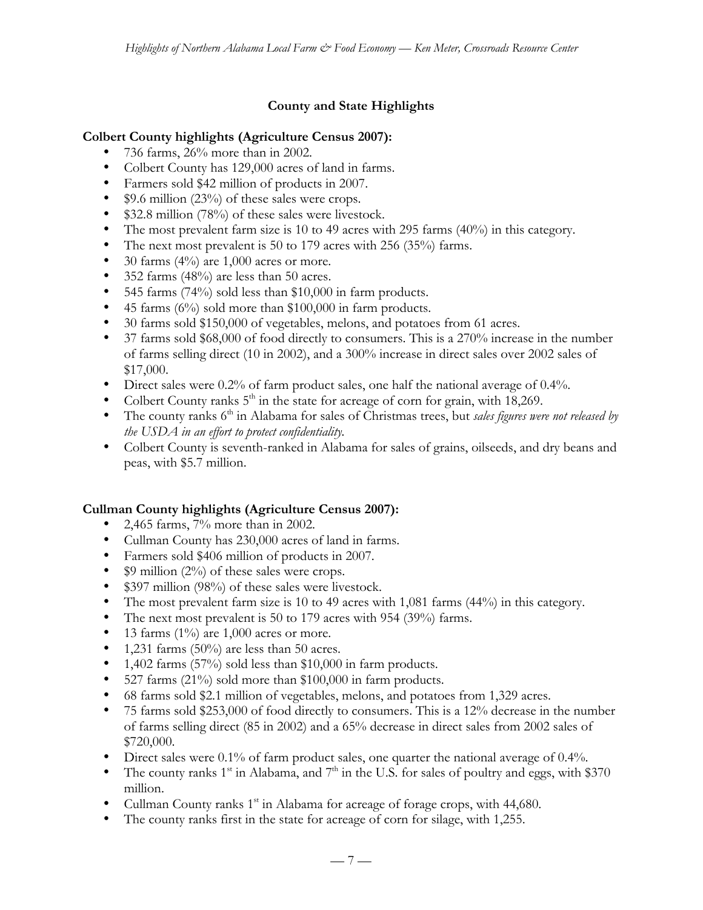## County and State Highlights

**Colbert County highlights (Agriculture Census 2007):**

- 736 farms, 26% more than in 2002.
- Colbert County has 129,000 acres of land in farms.
- Farmers sold $42 million of products in 2007.
- $9.6 million (23%) of these sales were crops.
- $32.8 million (78%) of these sales were livestock.
- The most prevalent farm size is 10 to 49 acres with 295 farms (40%) in this category.
- The next most prevalent is 50 to 179 acres with 256 (35%) farms.
- 30 farms (4%) are 1,000 acres or more.
- 352 farms (48%) are less than 50 acres.
- 545 farms (74%) sold less than $10,000 in farm products.
- 45 farms (6%) sold more than $100,000 in farm products.
- 30 farms sold $150,000 of vegetables, melons, and potatoes from 61 acres.
- 37 farms sold $68,000 of food directly to consumers. This is a 270% increase in the number of farms selling direct (10 in 2002), and a 300% increase in direct sales over 2002 sales of $17,000.
- Direct sales were 0.2% of farm product sales, one half the national average of 0.4%.
- Colbert County ranks 5th in the state for acreage of corn for grain, with 18,269.
- The county ranks 6th in Alabama for sales of Christmas trees, but *sales figures were not released by the USDA in an effort to protect confidentiality.*
- Colbert County is seventh-ranked in Alabama for sales of grains, oilseeds, and dry beans and peas, with $5.7 million.

**Cullman County highlights (Agriculture Census 2007):**

- 2,465 farms, 7% more than in 2002.
- Cullman County has 230,000 acres of land in farms.
- Farmers sold $406 million of products in 2007.
- $9 million (2%) of these sales were crops.
- $397 million (98%) of these sales were livestock.
- The most prevalent farm size is 10 to 49 acres with 1,081 farms (44%) in this category.
- The next most prevalent is 50 to 179 acres with 954 (39%) farms.
- 13 farms (1%) are 1,000 acres or more.
- 1,231 farms (50%) are less than 50 acres.
- 1,402 farms (57%) sold less than $10,000 in farm products.
- 527 farms (21%) sold more than $100,000 in farm products.
- 68 farms sold $2.1 million of vegetables, melons, and potatoes from 1,329 acres.
- 75 farms sold $253,000 of food directly to consumers. This is a 12% decrease in the number of farms selling direct (85 in 2002) and a 65% decrease in direct sales from 2002 sales of $720,000.
- Direct sales were 0.1% of farm product sales, one quarter the national average of 0.4%.
- The county ranks 1st in Alabama, and 7th in the U.S. for sales of poultry and eggs, with $370 million.
- Cullman County ranks 1st in Alabama for acreage of forage crops, with 44,680.
- The county ranks first in the state for acreage of corn for silage, with 1,255.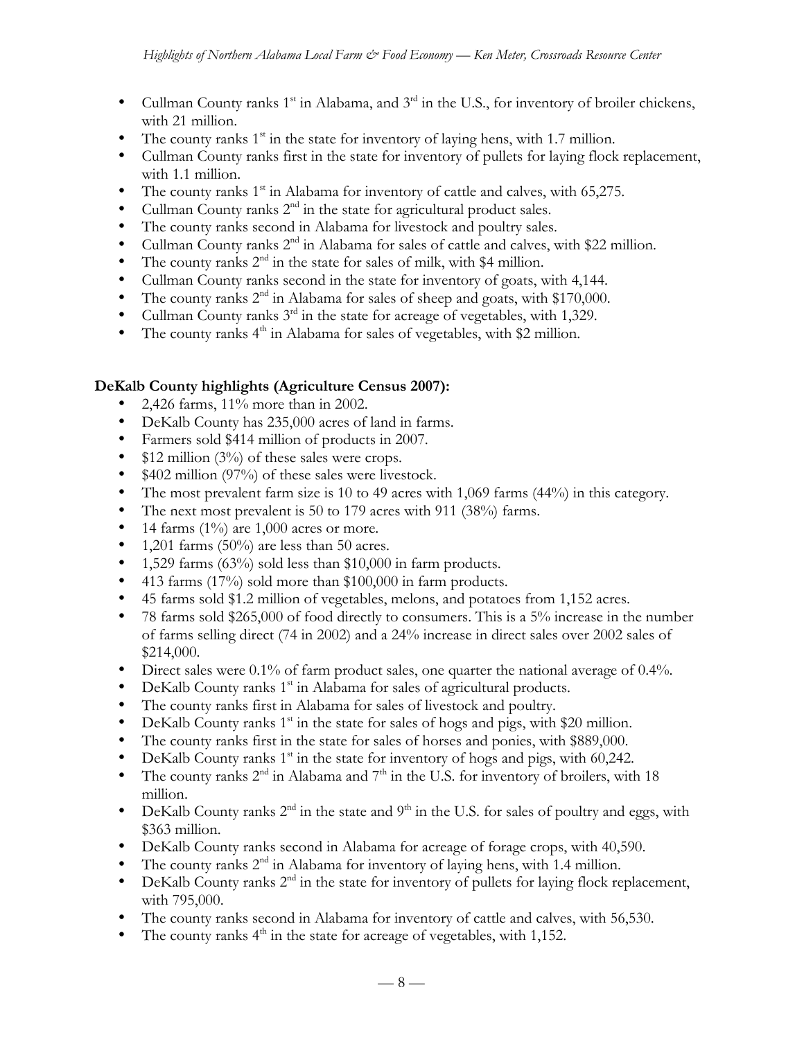- Cullman County ranks 1st in Alabama, and 3rd in the U.S., for inventory of broiler chickens, with 21 million.
- The county ranks 1st in the state for inventory of laying hens, with 1.7 million.
- Cullman County ranks first in the state for inventory of pullets for laying flock replacement, with 1.1 million.
- The county ranks 1st in Alabama for inventory of cattle and calves, with 65,275.
- Cullman County ranks 2nd in the state for agricultural product sales.
- The county ranks second in Alabama for livestock and poultry sales.
- Cullman County ranks 2nd in Alabama for sales of cattle and calves, with $22 million.
- The county ranks 2nd in the state for sales of milk, with $4 million.
- Cullman County ranks second in the state for inventory of goats, with 4,144.
- The county ranks 2nd in Alabama for sales of sheep and goats, with $170,000.
- Cullman County ranks 3rd in the state for acreage of vegetables, with 1,329.
- The county ranks 4th in Alabama for sales of vegetables, with $2 million.

**DeKalb County highlights (Agriculture Census 2007):**

- 2,426 farms, 11% more than in 2002.
- DeKalb County has 235,000 acres of land in farms.
- Farmers sold $414 million of products in 2007.
- $12 million (3%) of these sales were crops.
- $402 million (97%) of these sales were livestock.
- The most prevalent farm size is 10 to 49 acres with 1,069 farms (44%) in this category.
- The next most prevalent is 50 to 179 acres with 911 (38%) farms.
- 14 farms (1%) are 1,000 acres or more.
- 1,201 farms (50%) are less than 50 acres.
- 1,529 farms (63%) sold less than $10,000 in farm products.
- 413 farms (17%) sold more than $100,000 in farm products.
- 45 farms sold $1.2 million of vegetables, melons, and potatoes from 1,152 acres.
- 78 farms sold $265,000 of food directly to consumers. This is a 5% increase in the number of farms selling direct (74 in 2002) and a 24% increase in direct sales over 2002 sales of $214,000.
- Direct sales were 0.1% of farm product sales, one quarter the national average of 0.4%.
- DeKalb County ranks 1st in Alabama for sales of agricultural products.
- The county ranks first in Alabama for sales of livestock and poultry.
- DeKalb County ranks 1st in the state for sales of hogs and pigs, with $20 million.
- The county ranks first in the state for sales of horses and ponies, with $889,000.
- DeKalb County ranks 1st in the state for inventory of hogs and pigs, with 60,242.
- The county ranks 2nd in Alabama and 7th in the U.S. for inventory of broilers, with 18 million.
- DeKalb County ranks 2nd in the state and 9th in the U.S. for sales of poultry and eggs, with $363 million.
- DeKalb County ranks second in Alabama for acreage of forage crops, with 40,590.
- The county ranks 2nd in Alabama for inventory of laying hens, with 1.4 million.
- DeKalb County ranks 2nd in the state for inventory of pullets for laying flock replacement, with 795,000.
- The county ranks second in Alabama for inventory of cattle and calves, with 56,530.
- The county ranks 4th in the state for acreage of vegetables, with 1,152.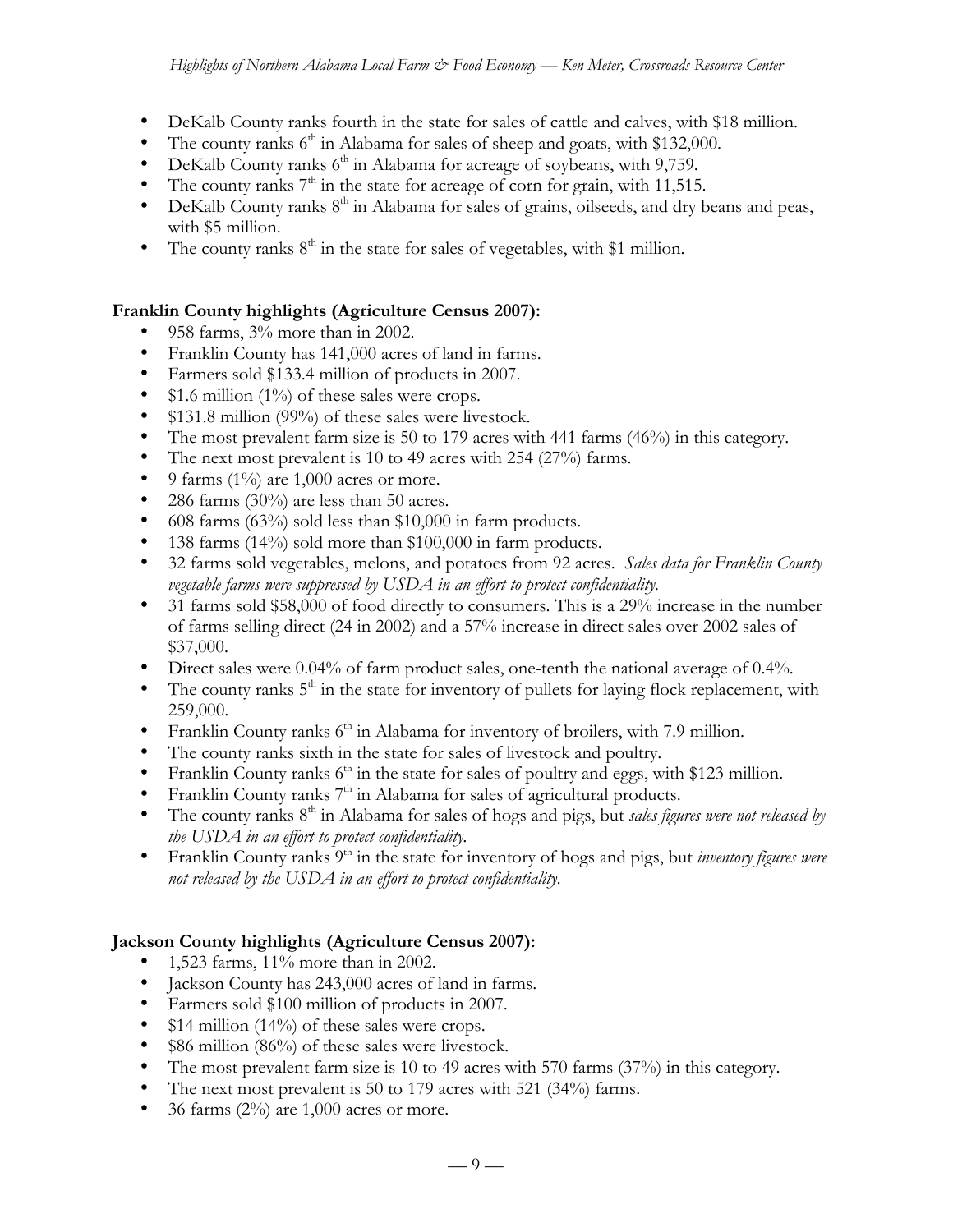- DeKalb County ranks fourth in the state for sales of cattle and calves, with $18 million.
- The county ranks 6th in Alabama for sales of sheep and goats, with $132,000.
- DeKalb County ranks 6th in Alabama for acreage of soybeans, with 9,759.
- The county ranks 7th in the state for acreage of corn for grain, with 11,515.
- DeKalb County ranks 8th in Alabama for sales of grains, oilseeds, and dry beans and peas, with $5 million.
- The county ranks 8th in the state for sales of vegetables, with $1 million.

**Franklin County highlights (Agriculture Census 2007):**

- 958 farms, 3% more than in 2002.
- Franklin County has 141,000 acres of land in farms.
- Farmers sold $133.4 million of products in 2007.
- $1.6 million (1%) of these sales were crops.
- $131.8 million (99%) of these sales were livestock.
- The most prevalent farm size is 50 to 179 acres with 441 farms (46%) in this category.
- The next most prevalent is 10 to 49 acres with 254 (27%) farms.
- 9 farms (1%) are 1,000 acres or more.
- 286 farms (30%) are less than 50 acres.
- 608 farms (63%) sold less than $10,000 in farm products.
- 138 farms (14%) sold more than $100,000 in farm products.
- 32 farms sold vegetables, melons, and potatoes from 92 acres. *Sales data for Franklin County vegetable farms were suppressed by USDA in an effort to protect confidentiality.*
- 31 farms sold $58,000 of food directly to consumers. This is a 29% increase in the number of farms selling direct (24 in 2002) and a 57% increase in direct sales over 2002 sales of $37,000.
- Direct sales were 0.04% of farm product sales, one-tenth the national average of 0.4%.
- The county ranks 5th in the state for inventory of pullets for laying flock replacement, with 259,000.
- Franklin County ranks 6th in Alabama for inventory of broilers, with 7.9 million.
- The county ranks sixth in the state for sales of livestock and poultry.
- Franklin County ranks 6th in the state for sales of poultry and eggs, with $123 million.
- Franklin County ranks 7th in Alabama for sales of agricultural products.
- The county ranks 8th in Alabama for sales of hogs and pigs, but *sales figures were not released by the USDA in an effort to protect confidentiality.*
- Franklin County ranks 9th in the state for inventory of hogs and pigs, but *inventory figures were not released by the USDA in an effort to protect confidentiality.*

**Jackson County highlights (Agriculture Census 2007):**

- 1,523 farms, 11% more than in 2002.
- Jackson County has 243,000 acres of land in farms.
- Farmers sold $100 million of products in 2007.
- $14 million (14%) of these sales were crops.
- $86 million (86%) of these sales were livestock.
- The most prevalent farm size is 10 to 49 acres with 570 farms (37%) in this category.
- The next most prevalent is 50 to 179 acres with 521 (34%) farms.
- 36 farms (2%) are 1,000 acres or more.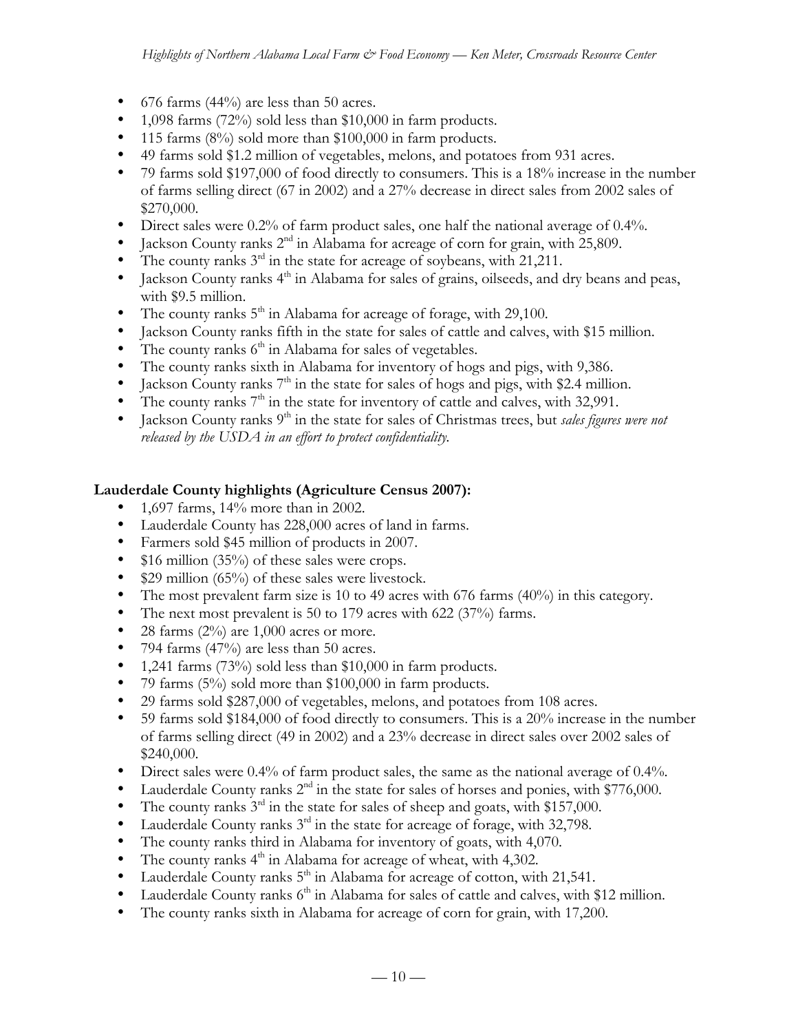- 676 farms (44%) are less than 50 acres.
- 1,098 farms (72%) sold less than $10,000 in farm products.
- 115 farms (8%) sold more than $100,000 in farm products.
- 49 farms sold $1.2 million of vegetables, melons, and potatoes from 931 acres.
- 79 farms sold $197,000 of food directly to consumers. This is a 18% increase in the number of farms selling direct (67 in 2002) and a 27% decrease in direct sales from 2002 sales of $270,000.
- Direct sales were 0.2% of farm product sales, one half the national average of 0.4%.
- Jackson County ranks 2nd in Alabama for acreage of corn for grain, with 25,809.
- The county ranks 3rd in the state for acreage of soybeans, with 21,211.
- Jackson County ranks 4th in Alabama for sales of grains, oilseeds, and dry beans and peas, with $9.5 million.
- The county ranks 5th in Alabama for acreage of forage, with 29,100.
- Jackson County ranks fifth in the state for sales of cattle and calves, with $15 million.
- The county ranks 6th in Alabama for sales of vegetables.
- The county ranks sixth in Alabama for inventory of hogs and pigs, with 9,386.
- Jackson County ranks 7th in the state for sales of hogs and pigs, with $2.4 million.
- The county ranks 7th in the state for inventory of cattle and calves, with 32,991.
- Jackson County ranks 9th in the state for sales of Christmas trees, but *sales figures were not released by the USDA in an effort to protect confidentiality.*

**Lauderdale County highlights (Agriculture Census 2007):**

- 1,697 farms, 14% more than in 2002.
- Lauderdale County has 228,000 acres of land in farms.
- Farmers sold $45 million of products in 2007.
- $16 million (35%) of these sales were crops.
- $29 million (65%) of these sales were livestock.
- The most prevalent farm size is 10 to 49 acres with 676 farms (40%) in this category.
- The next most prevalent is 50 to 179 acres with 622 (37%) farms.
- 28 farms (2%) are 1,000 acres or more.
- 794 farms (47%) are less than 50 acres.
- 1,241 farms (73%) sold less than $10,000 in farm products.
- 79 farms (5%) sold more than $100,000 in farm products.
- 29 farms sold $287,000 of vegetables, melons, and potatoes from 108 acres.
- 59 farms sold $184,000 of food directly to consumers. This is a 20% increase in the number of farms selling direct (49 in 2002) and a 23% decrease in direct sales over 2002 sales of $240,000.
- Direct sales were 0.4% of farm product sales, the same as the national average of 0.4%.
- Lauderdale County ranks 2nd in the state for sales of horses and ponies, with $776,000.
- The county ranks 3rd in the state for sales of sheep and goats, with $157,000.
- Lauderdale County ranks 3rd in the state for acreage of forage, with 32,798.
- The county ranks third in Alabama for inventory of goats, with 4,070.
- The county ranks 4th in Alabama for acreage of wheat, with 4,302.
- Lauderdale County ranks 5th in Alabama for acreage of cotton, with 21,541.
- Lauderdale County ranks 6th in Alabama for sales of cattle and calves, with $12 million.
- The county ranks sixth in Alabama for acreage of corn for grain, with 17,200.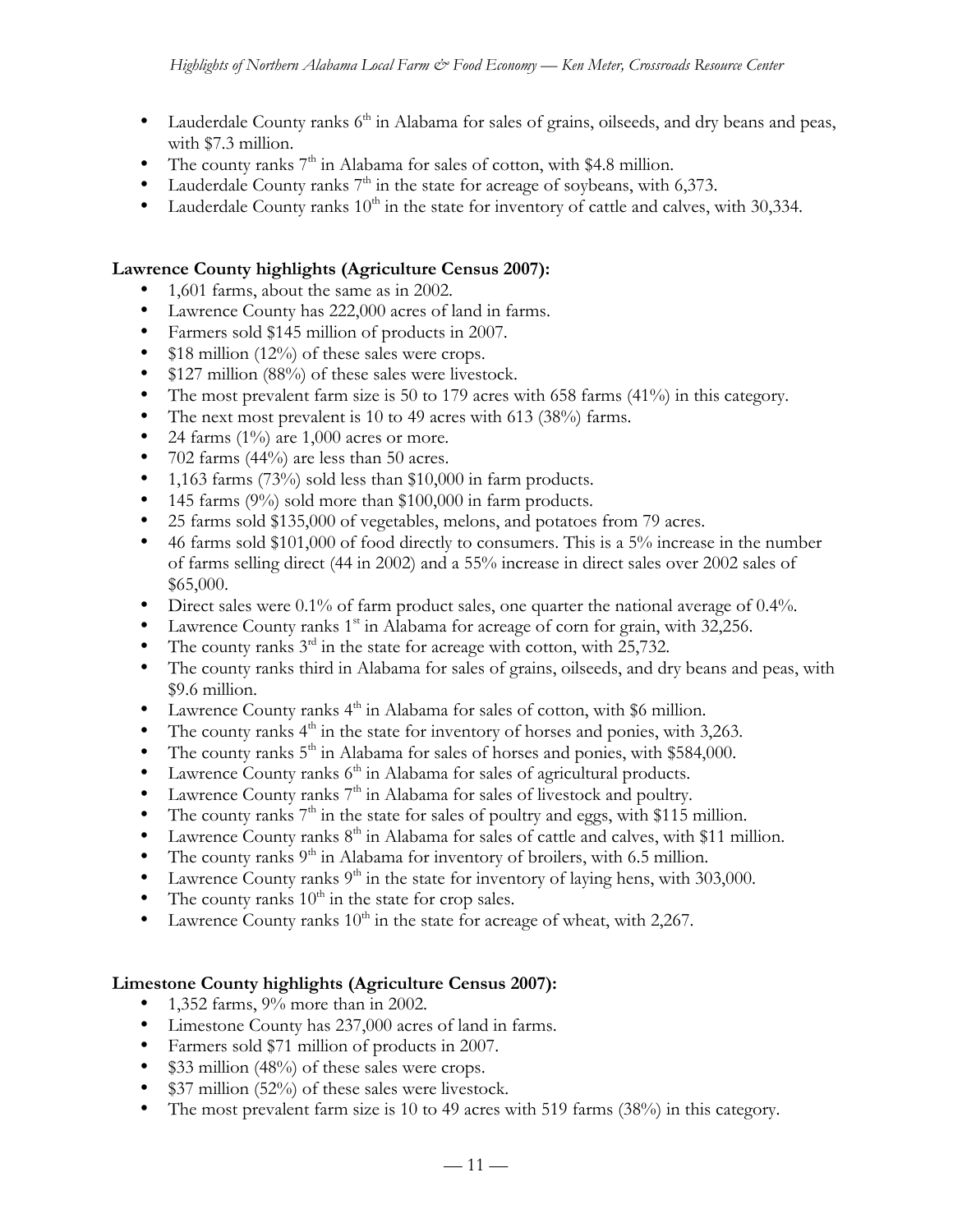- Lauderdale County ranks 6th in Alabama for sales of grains, oilseeds, and dry beans and peas, with $7.3 million.
- The county ranks 7th in Alabama for sales of cotton, with $4.8 million.
- Lauderdale County ranks 7th in the state for acreage of soybeans, with 6,373.
- Lauderdale County ranks 10th in the state for inventory of cattle and calves, with 30,334.

**Lawrence County highlights (Agriculture Census 2007):**

- 1,601 farms, about the same as in 2002.
- Lawrence County has 222,000 acres of land in farms.
- Farmers sold $145 million of products in 2007.
- $18 million (12%) of these sales were crops.
- $127 million (88%) of these sales were livestock.
- The most prevalent farm size is 50 to 179 acres with 658 farms (41%) in this category.
- The next most prevalent is 10 to 49 acres with 613 (38%) farms.
- 24 farms (1%) are 1,000 acres or more.
- 702 farms (44%) are less than 50 acres.
- 1,163 farms (73%) sold less than $10,000 in farm products.
- 145 farms (9%) sold more than $100,000 in farm products.
- 25 farms sold $135,000 of vegetables, melons, and potatoes from 79 acres.
- 46 farms sold $101,000 of food directly to consumers. This is a 5% increase in the number of farms selling direct (44 in 2002) and a 55% increase in direct sales over 2002 sales of $65,000.
- Direct sales were 0.1% of farm product sales, one quarter the national average of 0.4%.
- Lawrence County ranks 1st in Alabama for acreage of corn for grain, with 32,256.
- The county ranks 3rd in the state for acreage with cotton, with 25,732.
- The county ranks third in Alabama for sales of grains, oilseeds, and dry beans and peas, with $9.6 million.
- Lawrence County ranks 4th in Alabama for sales of cotton, with $6 million.
- The county ranks 4th in the state for inventory of horses and ponies, with 3,263.
- The county ranks 5th in Alabama for sales of horses and ponies, with $584,000.
- Lawrence County ranks 6th in Alabama for sales of agricultural products.
- Lawrence County ranks 7th in Alabama for sales of livestock and poultry.
- The county ranks 7th in the state for sales of poultry and eggs, with $115 million.
- Lawrence County ranks 8th in Alabama for sales of cattle and calves, with $11 million.
- The county ranks 9th in Alabama for inventory of broilers, with 6.5 million.
- Lawrence County ranks 9th in the state for inventory of laying hens, with 303,000.
- The county ranks 10th in the state for crop sales.
- Lawrence County ranks 10th in the state for acreage of wheat, with 2,267.

**Limestone County highlights (Agriculture Census 2007):**

- 1,352 farms, 9% more than in 2002.
- Limestone County has 237,000 acres of land in farms.
- Farmers sold $71 million of products in 2007.
- $33 million (48%) of these sales were crops.
- $37 million (52%) of these sales were livestock.
- The most prevalent farm size is 10 to 49 acres with 519 farms (38%) in this category.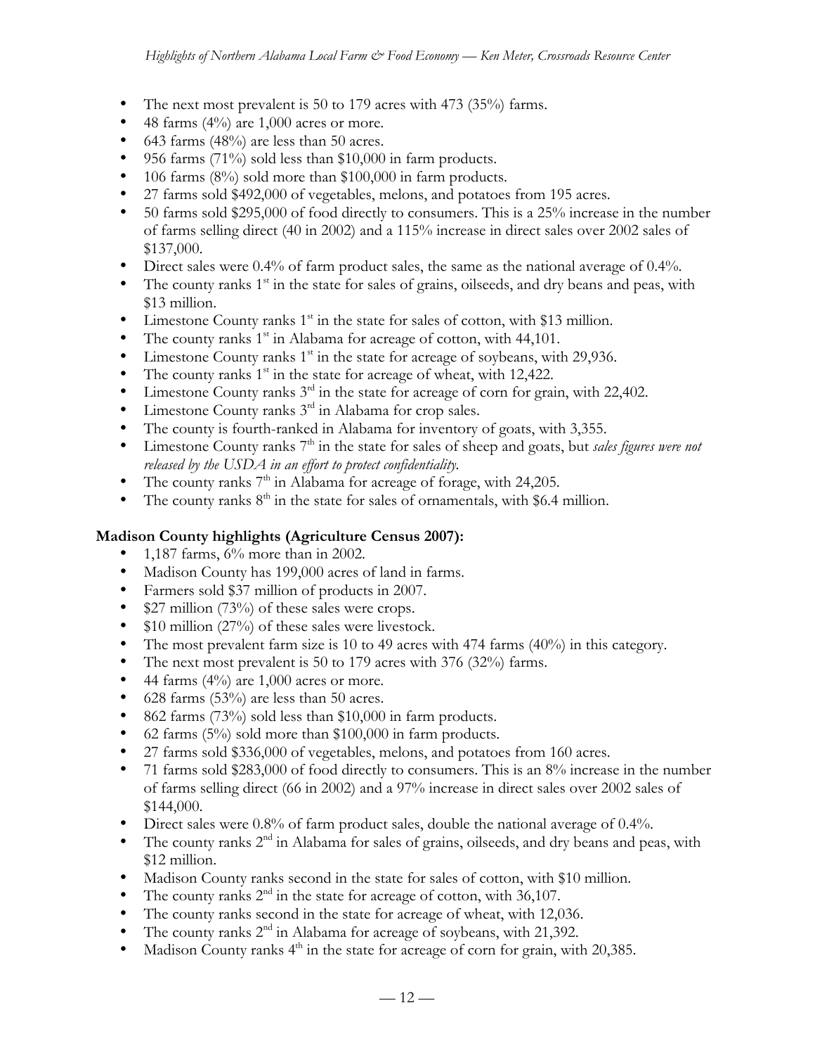- The next most prevalent is 50 to 179 acres with 473 (35%) farms.
- 48 farms (4%) are 1,000 acres or more.
- 643 farms (48%) are less than 50 acres.
- 956 farms (71%) sold less than $10,000 in farm products.
- 106 farms (8%) sold more than $100,000 in farm products.
- 27 farms sold $492,000 of vegetables, melons, and potatoes from 195 acres.
- 50 farms sold $295,000 of food directly to consumers. This is a 25% increase in the number of farms selling direct (40 in 2002) and a 115% increase in direct sales over 2002 sales of $137,000.
- Direct sales were 0.4% of farm product sales, the same as the national average of 0.4%.
- The county ranks 1st in the state for sales of grains, oilseeds, and dry beans and peas, with $13 million.
- Limestone County ranks 1st in the state for sales of cotton, with $13 million.
- The county ranks 1st in Alabama for acreage of cotton, with 44,101.
- Limestone County ranks 1st in the state for acreage of soybeans, with 29,936.
- The county ranks 1st in the state for acreage of wheat, with 12,422.
- Limestone County ranks 3rd in the state for acreage of corn for grain, with 22,402.
- Limestone County ranks 3rd in Alabama for crop sales.
- The county is fourth-ranked in Alabama for inventory of goats, with 3,355.
- Limestone County ranks 7th in the state for sales of sheep and goats, but *sales figures were not released by the USDA in an effort to protect confidentiality.*
- The county ranks 7th in Alabama for acreage of forage, with 24,205.
- The county ranks 8th in the state for sales of ornamentals, with $6.4 million.

**Madison County highlights (Agriculture Census 2007):**

- 1,187 farms, 6% more than in 2002.
- Madison County has 199,000 acres of land in farms.
- Farmers sold $37 million of products in 2007.
- $27 million (73%) of these sales were crops.
- $10 million (27%) of these sales were livestock.
- The most prevalent farm size is 10 to 49 acres with 474 farms (40%) in this category.
- The next most prevalent is 50 to 179 acres with 376 (32%) farms.
- 44 farms (4%) are 1,000 acres or more.
- 628 farms (53%) are less than 50 acres.
- 862 farms (73%) sold less than $10,000 in farm products.
- 62 farms (5%) sold more than $100,000 in farm products.
- 27 farms sold $336,000 of vegetables, melons, and potatoes from 160 acres.
- 71 farms sold $283,000 of food directly to consumers. This is an 8% increase in the number of farms selling direct (66 in 2002) and a 97% increase in direct sales over 2002 sales of $144,000.
- Direct sales were 0.8% of farm product sales, double the national average of 0.4%.
- The county ranks 2nd in Alabama for sales of grains, oilseeds, and dry beans and peas, with $12 million.
- Madison County ranks second in the state for sales of cotton, with $10 million.
- The county ranks 2nd in the state for acreage of cotton, with 36,107.
- The county ranks second in the state for acreage of wheat, with 12,036.
- The county ranks 2nd in Alabama for acreage of soybeans, with 21,392.
- Madison County ranks 4th in the state for acreage of corn for grain, with 20,385.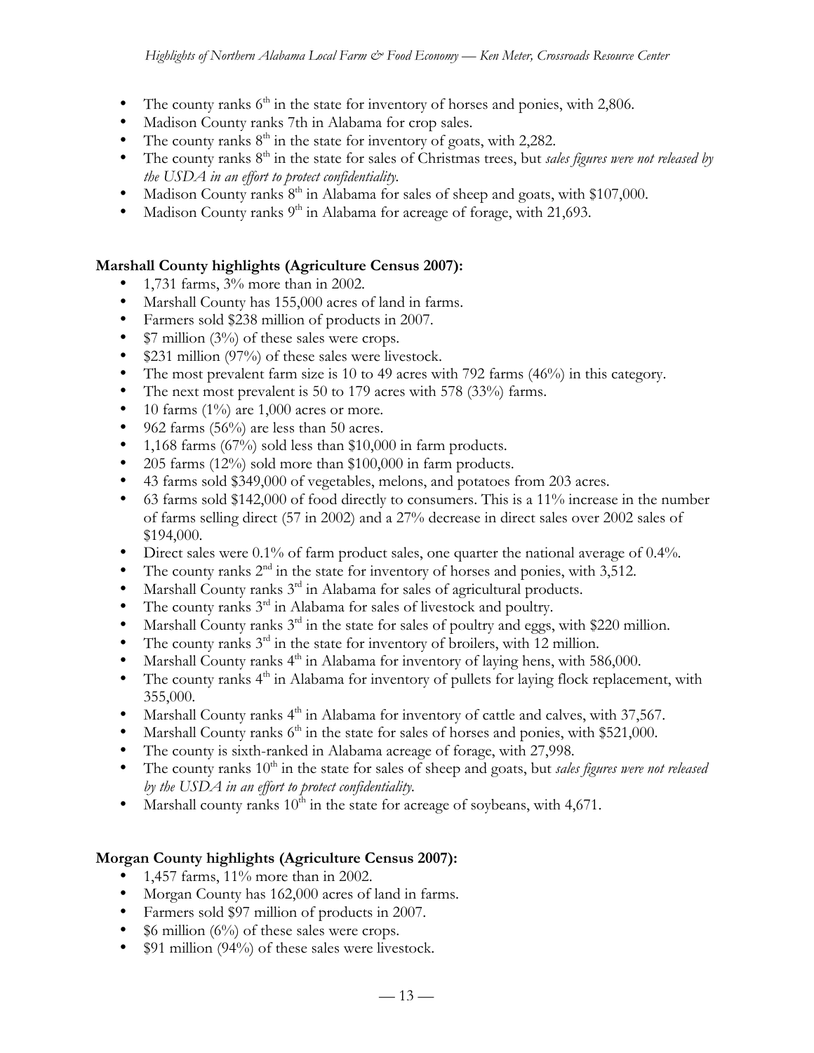- The county ranks 6th in the state for inventory of horses and ponies, with 2,806.
- Madison County ranks 7th in Alabama for crop sales.
- The county ranks 8th in the state for inventory of goats, with 2,282.
- The county ranks 8th in the state for sales of Christmas trees, but *sales figures were not released by the USDA in an effort to protect confidentiality.*
- Madison County ranks 8th in Alabama for sales of sheep and goats, with $107,000.
- Madison County ranks 9th in Alabama for acreage of forage, with 21,693.

**Marshall County highlights (Agriculture Census 2007):**

- 1,731 farms, 3% more than in 2002.
- Marshall County has 155,000 acres of land in farms.
- Farmers sold $238 million of products in 2007.
- $7 million (3%) of these sales were crops.
- $231 million (97%) of these sales were livestock.
- The most prevalent farm size is 10 to 49 acres with 792 farms (46%) in this category.
- The next most prevalent is 50 to 179 acres with 578 (33%) farms.
- 10 farms (1%) are 1,000 acres or more.
- 962 farms (56%) are less than 50 acres.
- 1,168 farms (67%) sold less than $10,000 in farm products.
- 205 farms (12%) sold more than $100,000 in farm products.
- 43 farms sold $349,000 of vegetables, melons, and potatoes from 203 acres.
- 63 farms sold $142,000 of food directly to consumers. This is a 11% increase in the number of farms selling direct (57 in 2002) and a 27% decrease in direct sales over 2002 sales of $194,000.
- Direct sales were 0.1% of farm product sales, one quarter the national average of 0.4%.
- The county ranks 2nd in the state for inventory of horses and ponies, with 3,512.
- Marshall County ranks 3rd in Alabama for sales of agricultural products.
- The county ranks 3rd in Alabama for sales of livestock and poultry.
- Marshall County ranks 3rd in the state for sales of poultry and eggs, with $220 million.
- The county ranks 3rd in the state for inventory of broilers, with 12 million.
- Marshall County ranks 4th in Alabama for inventory of laying hens, with 586,000.
- The county ranks 4th in Alabama for inventory of pullets for laying flock replacement, with 355,000.
- Marshall County ranks 4th in Alabama for inventory of cattle and calves, with 37,567.
- Marshall County ranks 6th in the state for sales of horses and ponies, with $521,000.
- The county is sixth-ranked in Alabama acreage of forage, with 27,998.
- The county ranks 10th in the state for sales of sheep and goats, but *sales figures were not released by the USDA in an effort to protect confidentiality.*
- Marshall county ranks 10th in the state for acreage of soybeans, with 4,671.

**Morgan County highlights (Agriculture Census 2007):**

- 1,457 farms, 11% more than in 2002.
- Morgan County has 162,000 acres of land in farms.
- Farmers sold $97 million of products in 2007.
- $6 million (6%) of these sales were crops.
- $91 million (94%) of these sales were livestock.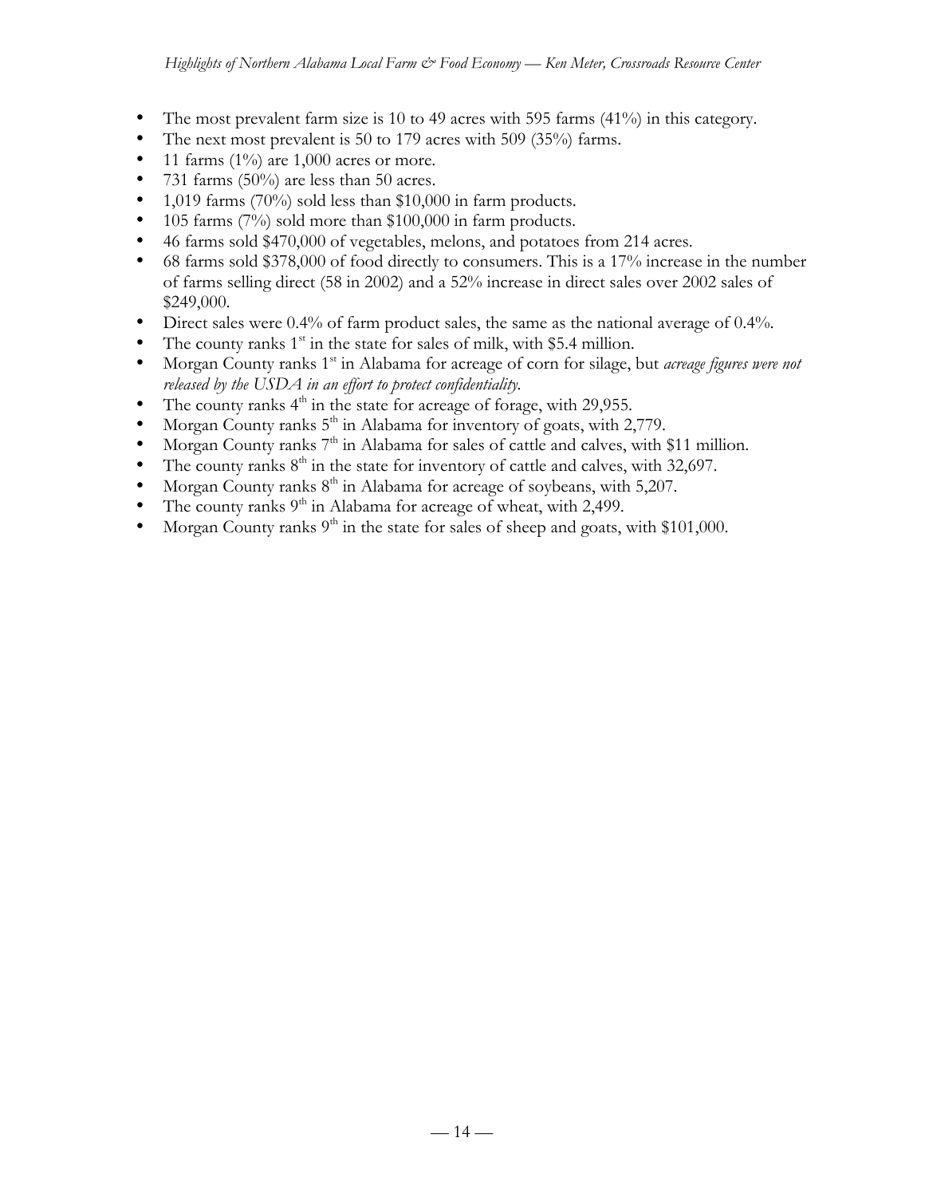- The most prevalent farm size is 10 to 49 acres with 595 farms (41%) in this category.
- The next most prevalent is 50 to 179 acres with 509 (35%) farms.
- 11 farms (1%) are 1,000 acres or more.
- 731 farms (50%) are less than 50 acres.
- 1,019 farms (70%) sold less than $10,000 in farm products.
- 105 farms (7%) sold more than $100,000 in farm products.
- 46 farms sold $470,000 of vegetables, melons, and potatoes from 214 acres.
- 68 farms sold $378,000 of food directly to consumers. This is a 17% increase in the number of farms selling direct (58 in 2002) and a 52% increase in direct sales over 2002 sales of $249,000.
- Direct sales were 0.4% of farm product sales, the same as the national average of 0.4%.
- The county ranks 1st in the state for sales of milk, with $5.4 million.
- Morgan County ranks 1st in Alabama for acreage of corn for silage, but *acreage figures were not released by the USDA in an effort to protect confidentiality.*
- The county ranks 4th in the state for acreage of forage, with 29,955.
- Morgan County ranks 5th in Alabama for inventory of goats, with 2,779.
- Morgan County ranks 7th in Alabama for sales of cattle and calves, with $11 million.
- The county ranks 8th in the state for inventory of cattle and calves, with 32,697.
- Morgan County ranks 8th in Alabama for acreage of soybeans, with 5,207.
- The county ranks 9th in Alabama for acreage of wheat, with 2,499.
- Morgan County ranks 9th in the state for sales of sheep and goats, with $101,000.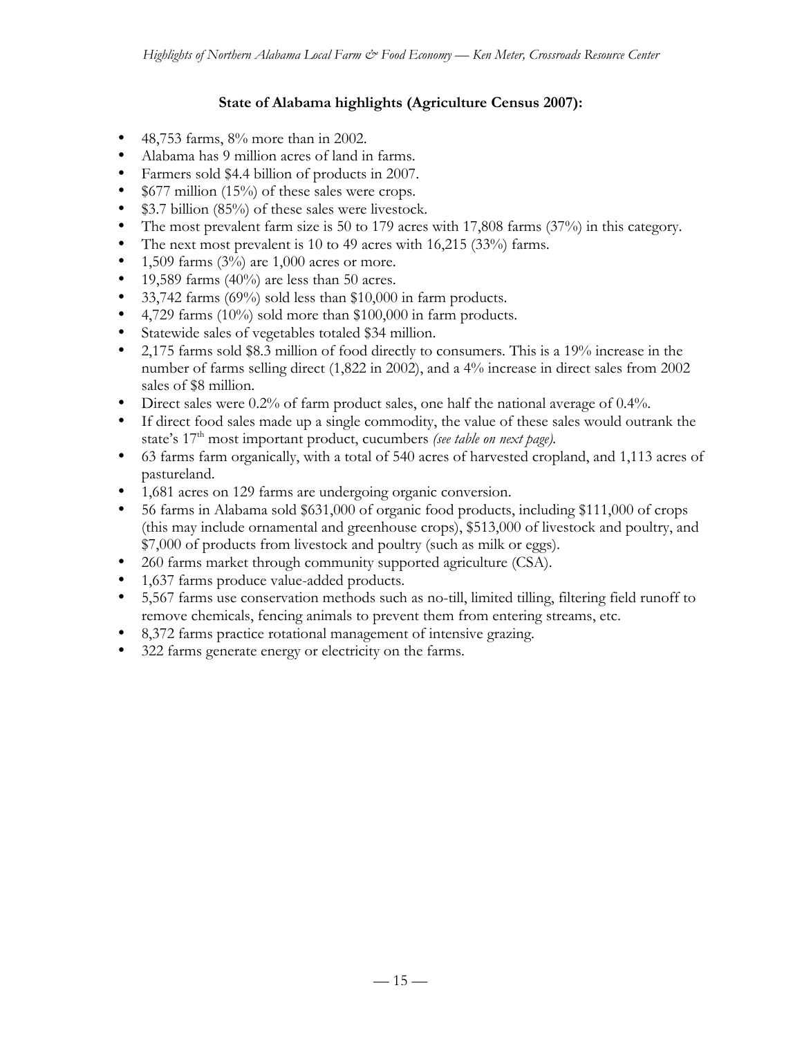**State of Alabama highlights (Agriculture Census 2007):**

- 48,753 farms, 8% more than in 2002.
- Alabama has 9 million acres of land in farms.
- Farmers sold $4.4 billion of products in 2007.
- $677 million (15%) of these sales were crops.
- $3.7 billion (85%) of these sales were livestock.
- The most prevalent farm size is 50 to 179 acres with 17,808 farms (37%) in this category.
- The next most prevalent is 10 to 49 acres with 16,215 (33%) farms.
- 1,509 farms (3%) are 1,000 acres or more.
- 19,589 farms (40%) are less than 50 acres.
- 33,742 farms (69%) sold less than $10,000 in farm products.
- 4,729 farms (10%) sold more than $100,000 in farm products.
- Statewide sales of vegetables totaled $34 million.
- 2,175 farms sold $8.3 million of food directly to consumers. This is a 19% increase in the number of farms selling direct (1,822 in 2002), and a 4% increase in direct sales from 2002 sales of $8 million.
- Direct sales were 0.2% of farm product sales, one half the national average of 0.4%.
- If direct food sales made up a single commodity, the value of these sales would outrank the state's 17th most important product, cucumbers *(see table on next page)*.
- 63 farms farm organically, with a total of 540 acres of harvested cropland, and 1,113 acres of pastureland.
- 1,681 acres on 129 farms are undergoing organic conversion.
- 56 farms in Alabama sold $631,000 of organic food products, including $111,000 of crops (this may include ornamental and greenhouse crops), $513,000 of livestock and poultry, and $7,000 of products from livestock and poultry (such as milk or eggs).
- 260 farms market through community supported agriculture (CSA).
- 1,637 farms produce value-added products.
- 5,567 farms use conservation methods such as no-till, limited tilling, filtering field runoff to remove chemicals, fencing animals to prevent them from entering streams, etc.
- 8,372 farms practice rotational management of intensive grazing.
- 322 farms generate energy or electricity on the farms.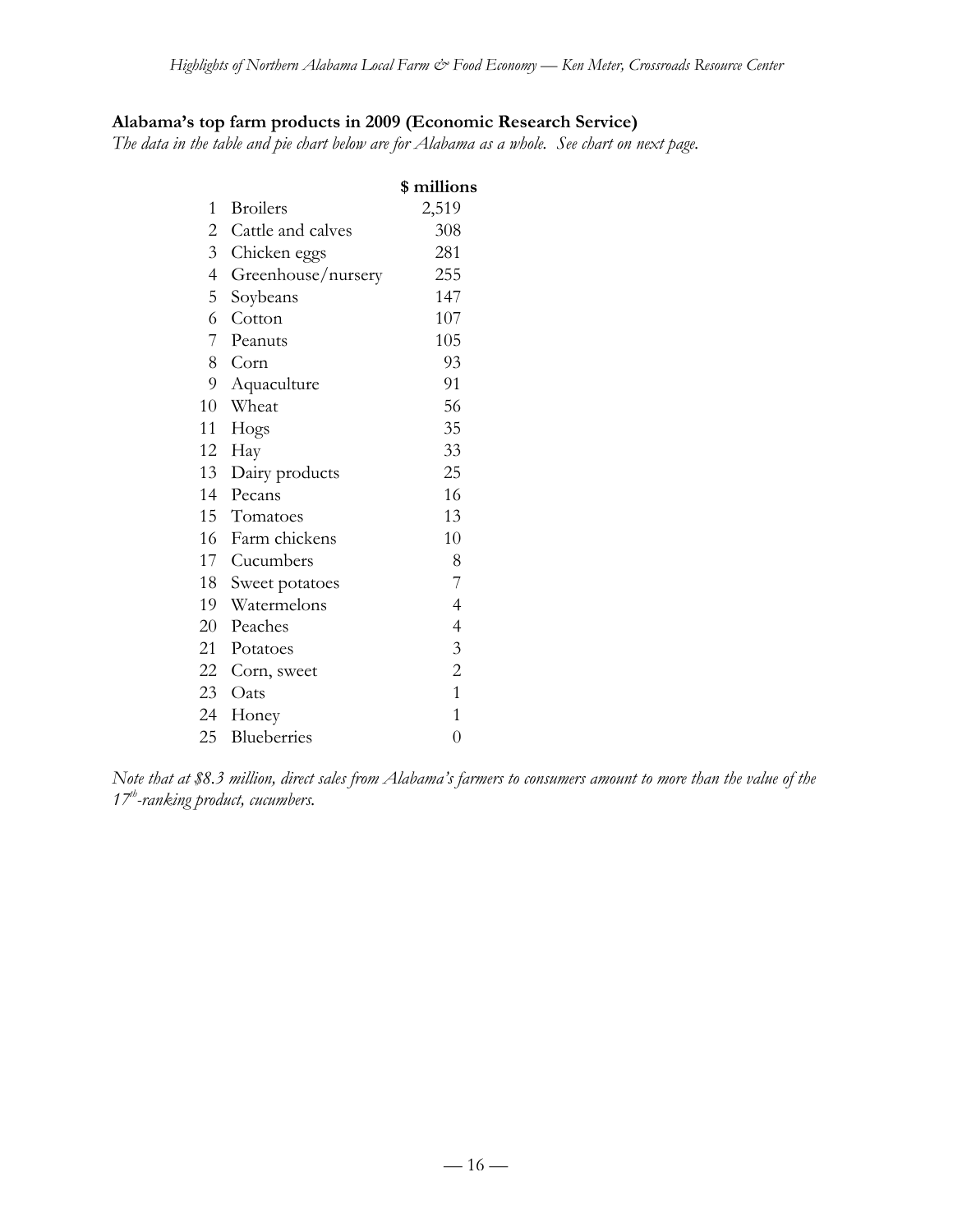**Alabama's top farm products in 2009 (Economic Research Service)**

*The data in the table and pie chart below are for Alabama as a whole. See chart on next page.*

| | | $ millions |
|---|---|---|
| 1 | Broilers | 2,519 |
| 2 | Cattle and calves | 308 |
| 3 | Chicken eggs | 281 |
| 4 | Greenhouse/nursery | 255 |
| 5 | Soybeans | 147 |
| 6 | Cotton | 107 |
| 7 | Peanuts | 105 |
| 8 | Corn | 93 |
| 9 | Aquaculture | 91 |
| 10 | Wheat | 56 |
| 11 | Hogs | 35 |
| 12 | Hay | 33 |
| 13 | Dairy products | 25 |
| 14 | Pecans | 16 |
| 15 | Tomatoes | 13 |
| 16 | Farm chickens | 10 |
| 17 | Cucumbers | 8 |
| 18 | Sweet potatoes | 7 |
| 19 | Watermelons | 4 |
| 20 | Peaches | 4 |
| 21 | Potatoes | 3 |
| 22 | Corn, sweet | 2 |
| 23 | Oats | 1 |
| 24 | Honey | 1 |
| 25 | Blueberries | 0 |

*Note that at $8.3 million, direct sales from Alabama's farmers to consumers amount to more than the value of the 17th-ranking product, cucumbers.*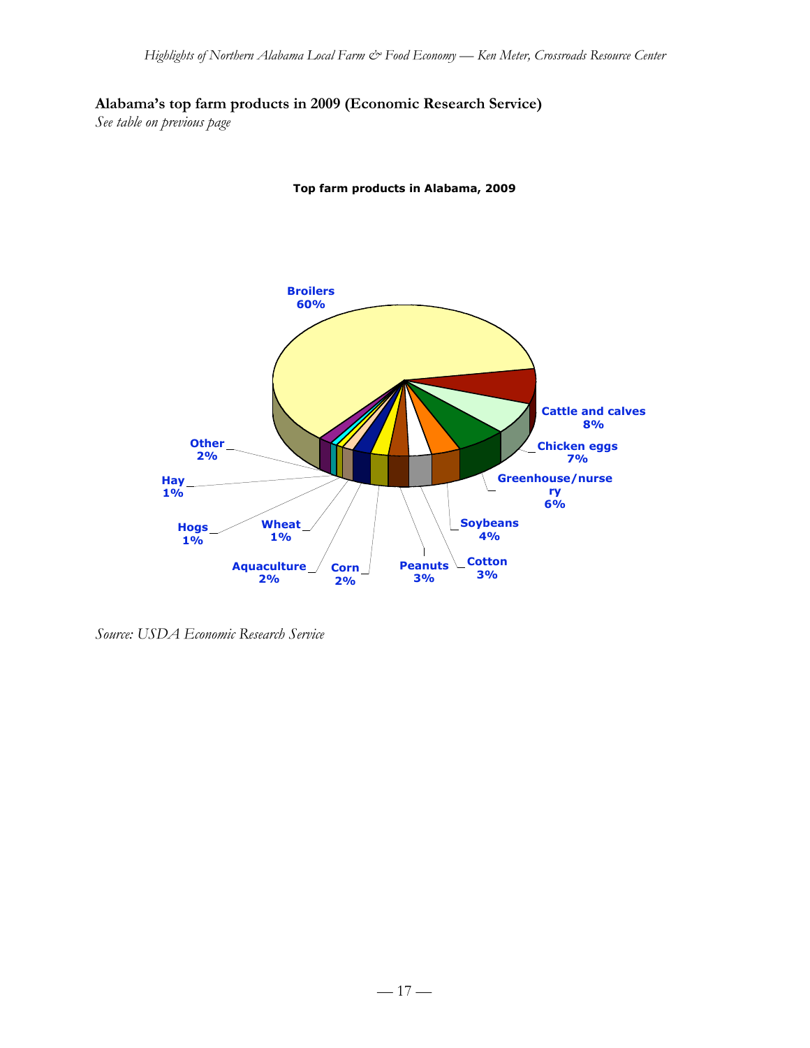**Alabama's top farm products in 2009 (Economic Research Service)**
*See table on previous page*

**Top farm products in Alabama, 2009**

Broilers 60%
Cattle and calves 8%
Chicken eggs 7%
Greenhouse/nursery 6%
Soybeans 4%
Cotton 3%
Peanuts 3%
Corn 2%
Aquaculture 2%
Wheat 1%
Hogs 1%
Hay 1%
Other 2%

*Source: USDA Economic Research Service*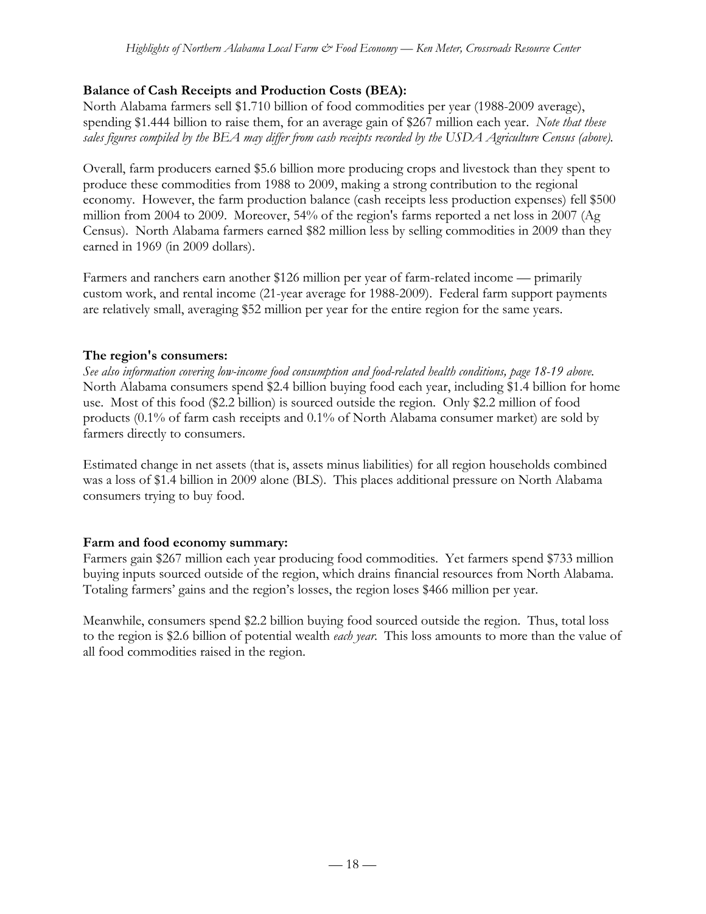**Balance of Cash Receipts and Production Costs (BEA):**

North Alabama farmers sell $1.710 billion of food commodities per year (1988-2009 average), spending $1.444 billion to raise them, for an average gain of $267 million each year. *Note that these sales figures compiled by the BEA may differ from cash receipts recorded by the USDA Agriculture Census (above).*

Overall, farm producers earned $5.6 billion more producing crops and livestock than they spent to produce these commodities from 1988 to 2009, making a strong contribution to the regional economy. However, the farm production balance (cash receipts less production expenses) fell $500 million from 2004 to 2009. Moreover, 54% of the region's farms reported a net loss in 2007 (Ag Census). North Alabama farmers earned $82 million less by selling commodities in 2009 than they earned in 1969 (in 2009 dollars).

Farmers and ranchers earn another $126 million per year of farm-related income — primarily custom work, and rental income (21-year average for 1988-2009). Federal farm support payments are relatively small, averaging $52 million per year for the entire region for the same years.

**The region's consumers:**

*See also information covering low-income food consumption and food-related health conditions, page 18-19 above.* North Alabama consumers spend $2.4 billion buying food each year, including $1.4 billion for home use. Most of this food ($2.2 billion) is sourced outside the region. Only $2.2 million of food products (0.1% of farm cash receipts and 0.1% of North Alabama consumer market) are sold by farmers directly to consumers.

Estimated change in net assets (that is, assets minus liabilities) for all region households combined was a loss of $1.4 billion in 2009 alone (BLS). This places additional pressure on North Alabama consumers trying to buy food.

**Farm and food economy summary:**

Farmers gain $267 million each year producing food commodities. Yet farmers spend $733 million buying inputs sourced outside of the region, which drains financial resources from North Alabama. Totaling farmers' gains and the region's losses, the region loses $466 million per year.

Meanwhile, consumers spend $2.2 billion buying food sourced outside the region. Thus, total loss to the region is $2.6 billion of potential wealth *each year*. This loss amounts to more than the value of all food commodities raised in the region.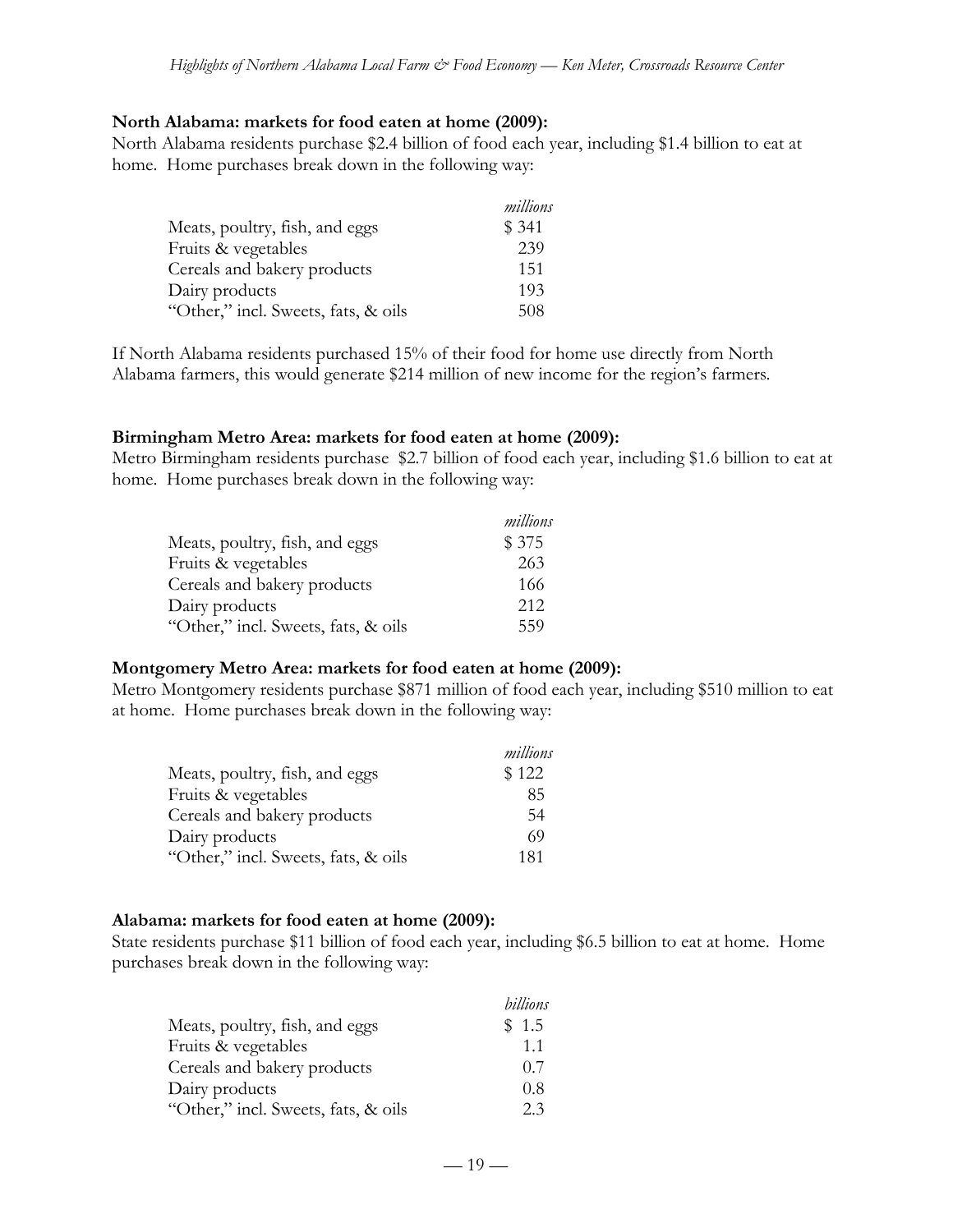**North Alabama: markets for food eaten at home (2009):**

North Alabama residents purchase $2.4 billion of food each year, including $1.4 billion to eat at home. Home purchases break down in the following way:

| | *millions* |
|---|---|
| Meats, poultry, fish, and eggs | $ 341 |
| Fruits & vegetables | 239 |
| Cereals and bakery products | 151 |
| Dairy products | 193 |
| "Other," incl. Sweets, fats, & oils | 508 |

If North Alabama residents purchased 15% of their food for home use directly from North Alabama farmers, this would generate $214 million of new income for the region's farmers.

**Birmingham Metro Area: markets for food eaten at home (2009):**

Metro Birmingham residents purchase $2.7 billion of food each year, including $1.6 billion to eat at home. Home purchases break down in the following way:

| | *millions* |
|---|---|
| Meats, poultry, fish, and eggs | $ 375 |
| Fruits & vegetables | 263 |
| Cereals and bakery products | 166 |
| Dairy products | 212 |
| "Other," incl. Sweets, fats, & oils | 559 |

**Montgomery Metro Area: markets for food eaten at home (2009):**

Metro Montgomery residents purchase $871 million of food each year, including $510 million to eat at home. Home purchases break down in the following way:

| | *millions* |
|---|---|
| Meats, poultry, fish, and eggs | $ 122 |
| Fruits & vegetables | 85 |
| Cereals and bakery products | 54 |
| Dairy products | 69 |
| "Other," incl. Sweets, fats, & oils | 181 |

**Alabama: markets for food eaten at home (2009):**

State residents purchase $11 billion of food each year, including $6.5 billion to eat at home. Home purchases break down in the following way:

| | *billions* |
|---|---|
| Meats, poultry, fish, and eggs | $ 1.5 |
| Fruits & vegetables | 1.1 |
| Cereals and bakery products | 0.7 |
| Dairy products | 0.8 |
| "Other," incl. Sweets, fats, & oils | 2.3 |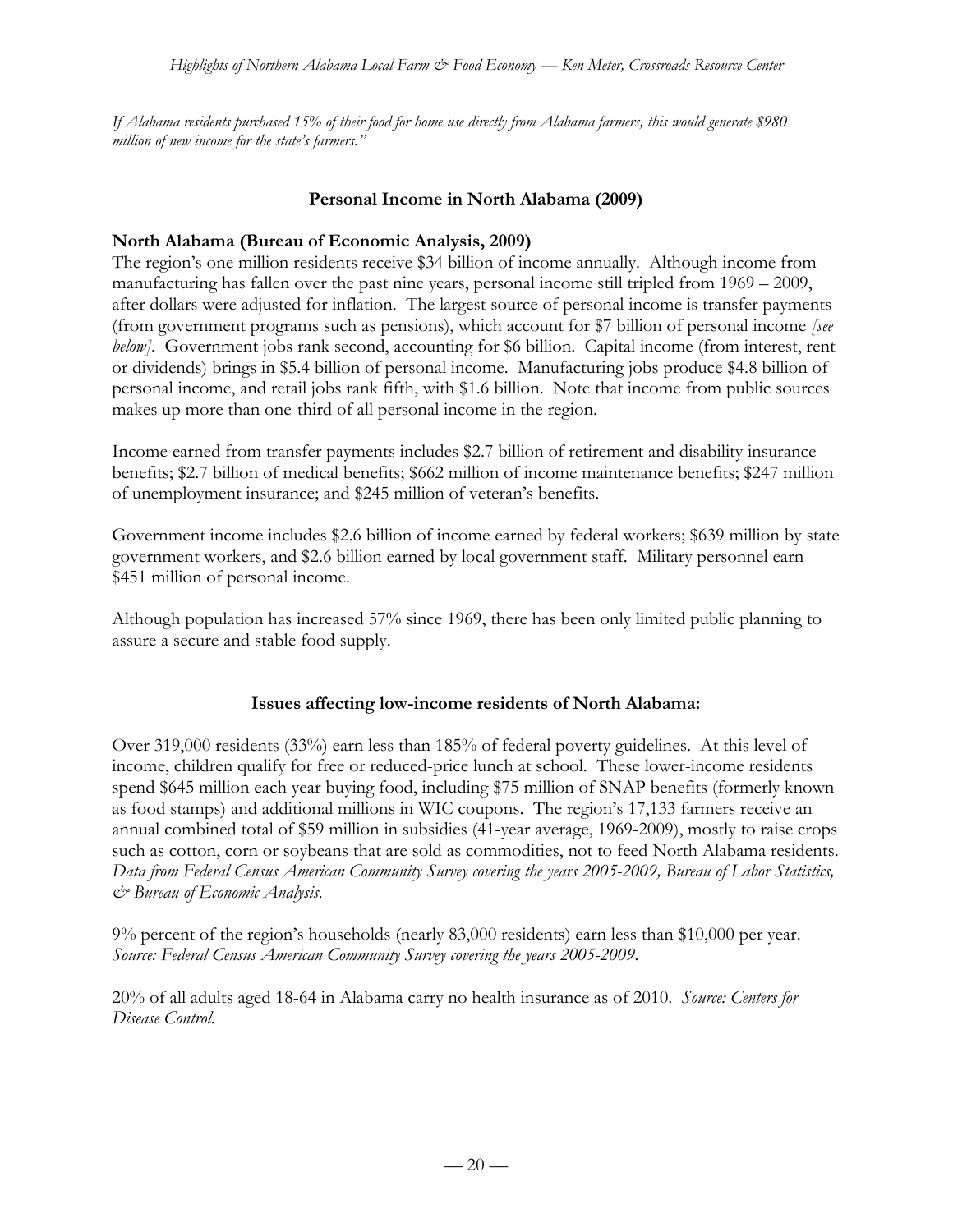*If Alabama residents purchased 15% of their food for home use directly from Alabama farmers, this would generate $980 million of new income for the state's farmers."*

## Personal Income in North Alabama (2009)

### North Alabama (Bureau of Economic Analysis, 2009)

The region's one million residents receive $34 billion of income annually. Although income from manufacturing has fallen over the past nine years, personal income still tripled from 1969 – 2009, after dollars were adjusted for inflation. The largest source of personal income is transfer payments (from government programs such as pensions), which account for $7 billion of personal income *[see below]*. Government jobs rank second, accounting for $6 billion. Capital income (from interest, rent or dividends) brings in $5.4 billion of personal income. Manufacturing jobs produce $4.8 billion of personal income, and retail jobs rank fifth, with $1.6 billion. Note that income from public sources makes up more than one-third of all personal income in the region.

Income earned from transfer payments includes $2.7 billion of retirement and disability insurance benefits; $2.7 billion of medical benefits; $662 million of income maintenance benefits; $247 million of unemployment insurance; and $245 million of veteran's benefits.

Government income includes $2.6 billion of income earned by federal workers; $639 million by state government workers, and $2.6 billion earned by local government staff. Military personnel earn $451 million of personal income.

Although population has increased 57% since 1969, there has been only limited public planning to assure a secure and stable food supply.

## Issues affecting low-income residents of North Alabama:

Over 319,000 residents (33%) earn less than 185% of federal poverty guidelines. At this level of income, children qualify for free or reduced-price lunch at school. These lower-income residents spend $645 million each year buying food, including $75 million of SNAP benefits (formerly known as food stamps) and additional millions in WIC coupons. The region's 17,133 farmers receive an annual combined total of $59 million in subsidies (41-year average, 1969-2009), mostly to raise crops such as cotton, corn or soybeans that are sold as commodities, not to feed North Alabama residents. *Data from Federal Census American Community Survey covering the years 2005-2009, Bureau of Labor Statistics, & Bureau of Economic Analysis.*

9% percent of the region's households (nearly 83,000 residents) earn less than $10,000 per year. *Source: Federal Census American Community Survey covering the years 2005-2009.*

20% of all adults aged 18-64 in Alabama carry no health insurance as of 2010. *Source: Centers for Disease Control.*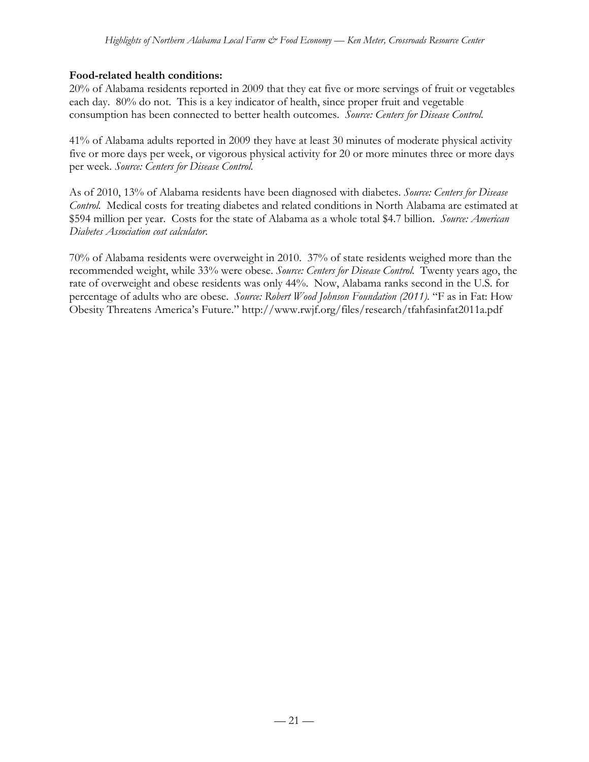**Food-related health conditions:**

20% of Alabama residents reported in 2009 that they eat five or more servings of fruit or vegetables each day. 80% do not. This is a key indicator of health, since proper fruit and vegetable consumption has been connected to better health outcomes. *Source: Centers for Disease Control.*

41% of Alabama adults reported in 2009 they have at least 30 minutes of moderate physical activity five or more days per week, or vigorous physical activity for 20 or more minutes three or more days per week. *Source: Centers for Disease Control.*

As of 2010, 13% of Alabama residents have been diagnosed with diabetes. *Source: Centers for Disease Control.* Medical costs for treating diabetes and related conditions in North Alabama are estimated at $594 million per year. Costs for the state of Alabama as a whole total $4.7 billion. *Source: American Diabetes Association cost calculator.*

70% of Alabama residents were overweight in 2010. 37% of state residents weighed more than the recommended weight, while 33% were obese. *Source: Centers for Disease Control.* Twenty years ago, the rate of overweight and obese residents was only 44%. Now, Alabama ranks second in the U.S. for percentage of adults who are obese. *Source: Robert Wood Johnson Foundation (2011).* "F as in Fat: How Obesity Threatens America's Future." http://www.rwjf.org/files/research/tfahfasinfat2011a.pdf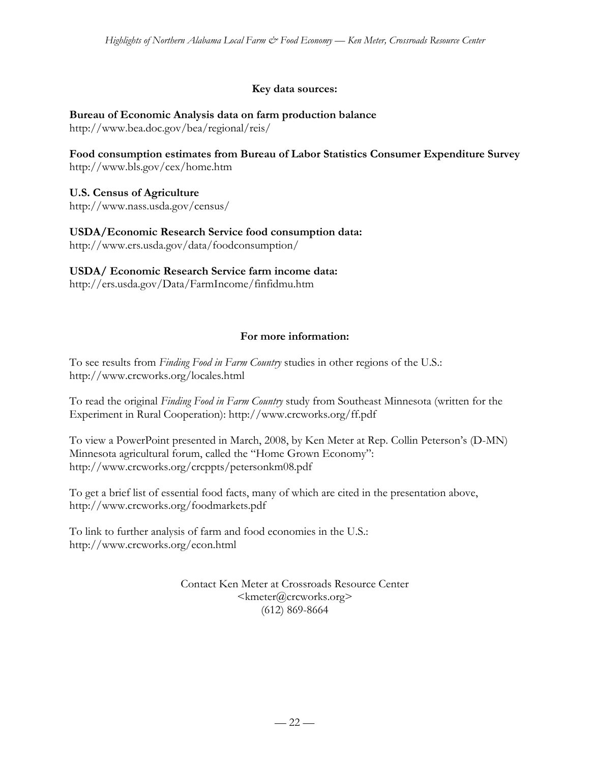## Key data sources:

**Bureau of Economic Analysis data on farm production balance**
http://www.bea.doc.gov/bea/regional/reis/

**Food consumption estimates from Bureau of Labor Statistics Consumer Expenditure Survey**
http://www.bls.gov/cex/home.htm

**U.S. Census of Agriculture**
http://www.nass.usda.gov/census/

**USDA/Economic Research Service food consumption data:**
http://www.ers.usda.gov/data/foodconsumption/

**USDA/ Economic Research Service farm income data:**
http://ers.usda.gov/Data/FarmIncome/finfidmu.htm

## For more information:

To see results from *Finding Food in Farm Country* studies in other regions of the U.S.:
http://www.crcworks.org/locales.html

To read the original *Finding Food in Farm Country* study from Southeast Minnesota (written for the Experiment in Rural Cooperation): http://www.crcworks.org/ff.pdf

To view a PowerPoint presented in March, 2008, by Ken Meter at Rep. Collin Peterson's (D-MN) Minnesota agricultural forum, called the "Home Grown Economy":
http://www.crcworks.org/crcppts/petersonkm08.pdf

To get a brief list of essential food facts, many of which are cited in the presentation above,
http://www.crcworks.org/foodmarkets.pdf

To link to further analysis of farm and food economies in the U.S.:
http://www.crcworks.org/econ.html

Contact Ken Meter at Crossroads Resource Center
<kmeter@crcworks.org>
(612) 869-8664